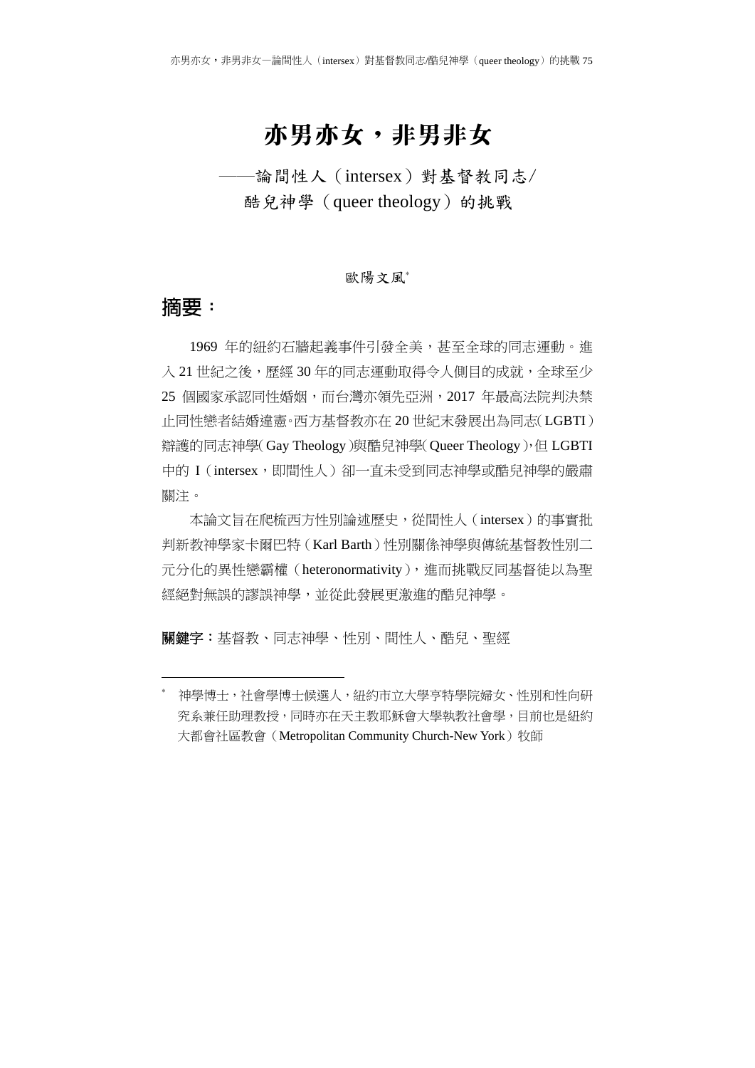# 亦男亦女，非男非女

## ——論間性人（intersex）對基督教同志/酷兒神學（queer theology）的挑戰

歐陽文風*

## 摘要：

1969 年的紐約石牆起義事件引發全美，甚至全球的同志運動。進入 21 世紀之後，歷經 30 年的同志運動取得令人側目的成就，全球至少 25 個國家承認同性婚姻，而台灣亦領先亞洲，2017 年最高法院判決禁止同性戀者結婚違憲。西方基督教亦在 20 世紀末發展出為同志（LGBTI）辯護的同志神學（Gay Theology）與酷兒神學（Queer Theology），但 LGBTI 中的 I（intersex，即間性人）卻一直未受到同志神學或酷兒神學的嚴肅關注。

本論文旨在爬梳西方性別論述歷史，從間性人（intersex）的事實批判新教神學家卡爾巴特（Karl Barth）性別關係神學與傳統基督教性別二元分化的異性戀霸權（heteronormativity），進而挑戰反同基督徒以為聖經絕對無誤的謬誤神學，並從此發展更激進的酷兒神學。

**關鍵字：**基督教、同志神學、性別、間性人、酷兒、聖經

---

* 神學博士，社會學博士候選人，紐約市立大學亨特學院婦女、性別和性向研究系兼任助理教授，同時亦在天主教耶穌會大學執教社會學，目前也是紐約大都會社區教會（Metropolitan Community Church-New York）牧師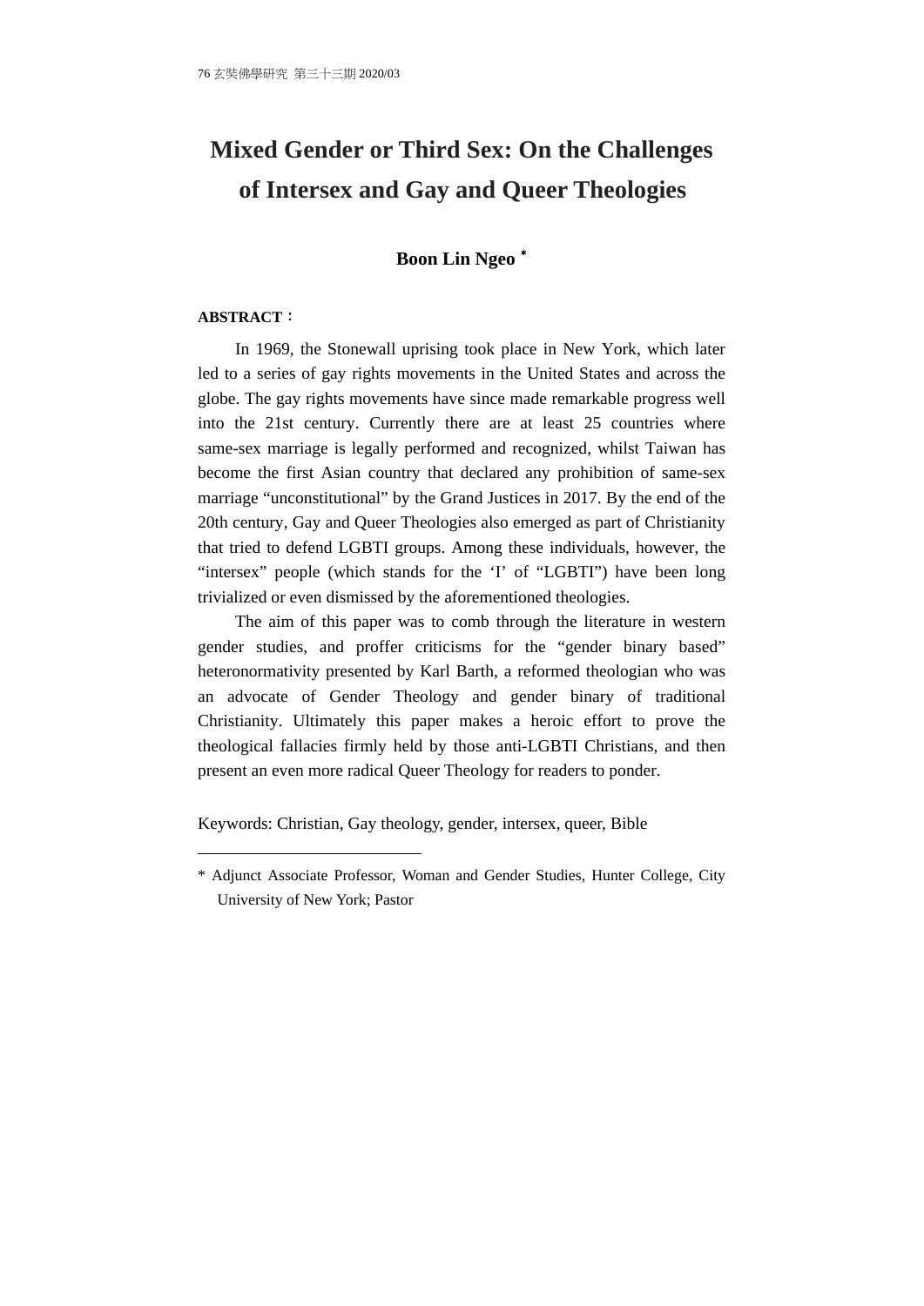# Mixed Gender or Third Sex: On the Challenges of Intersex and Gay and Queer Theologies

**Boon Lin Ngeo** *

**ABSTRACT**：

In 1969, the Stonewall uprising took place in New York, which later led to a series of gay rights movements in the United States and across the globe. The gay rights movements have since made remarkable progress well into the 21st century. Currently there are at least 25 countries where same-sex marriage is legally performed and recognized, whilst Taiwan has become the first Asian country that declared any prohibition of same-sex marriage "unconstitutional" by the Grand Justices in 2017. By the end of the 20th century, Gay and Queer Theologies also emerged as part of Christianity that tried to defend LGBTI groups. Among these individuals, however, the "intersex" people (which stands for the 'I' of "LGBTI") have been long trivialized or even dismissed by the aforementioned theologies.

The aim of this paper was to comb through the literature in western gender studies, and proffer criticisms for the "gender binary based" heteronormativity presented by Karl Barth, a reformed theologian who was an advocate of Gender Theology and gender binary of traditional Christianity. Ultimately this paper makes a heroic effort to prove the theological fallacies firmly held by those anti-LGBTI Christians, and then present an even more radical Queer Theology for readers to ponder.

Keywords: Christian, Gay theology, gender, intersex, queer, Bible

---

* Adjunct Associate Professor, Woman and Gender Studies, Hunter College, City University of New York; Pastor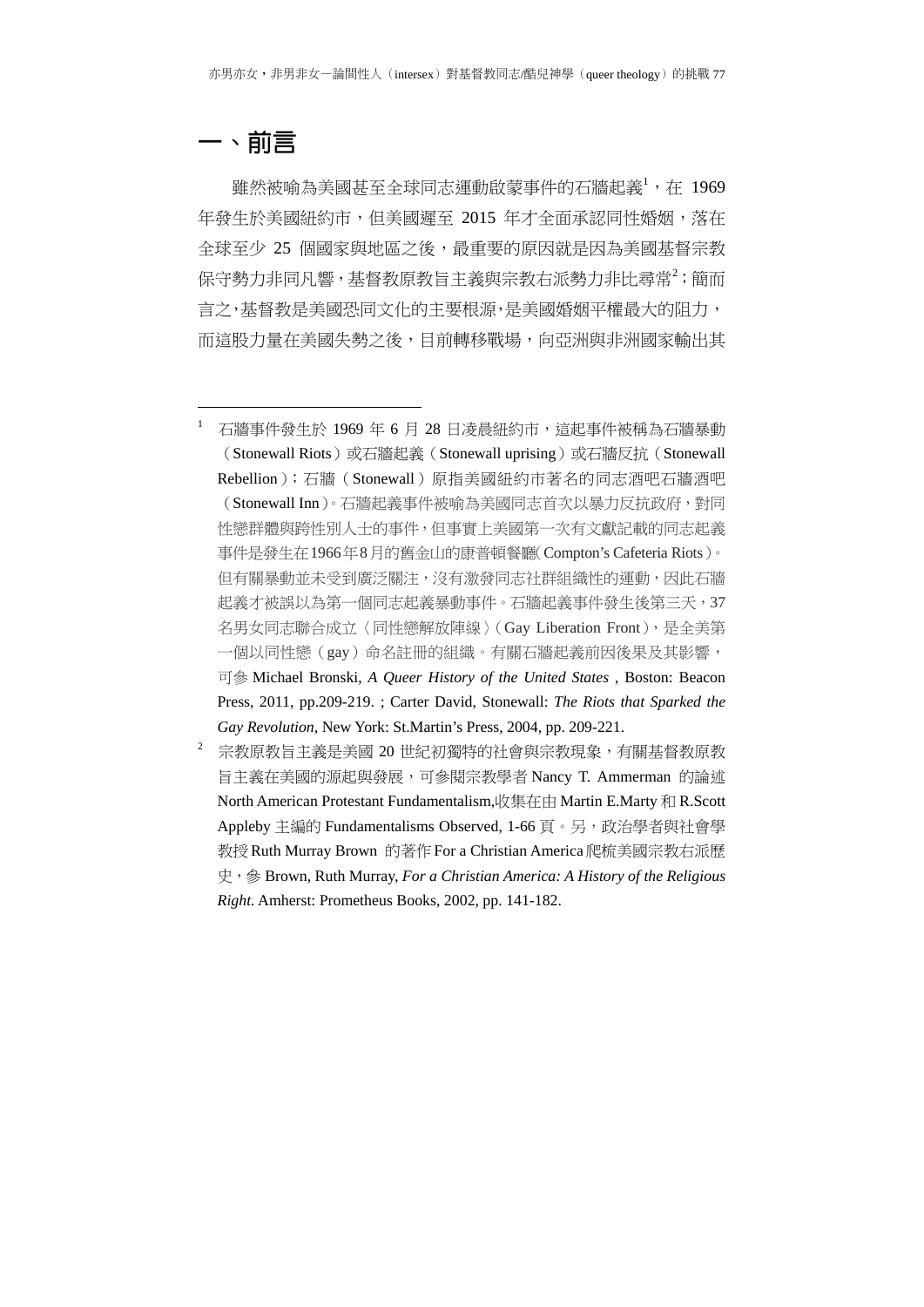# 一、前言

雖然被喻為美國甚至全球同志運動啟蒙事件的石牆起義[1]，在 1969 年發生於美國紐約市，但美國遲至 2015 年才全面承認同性婚姻，落在全球至少 25 個國家與地區之後，最重要的原因就是因為美國基督宗教保守勢力非同凡響，基督教原教旨主義與宗教右派勢力非比尋常[2]；簡而言之，基督教是美國恐同文化的主要根源，是美國婚姻平權最大的阻力，而這股力量在美國失勢之後，目前轉移戰場，向亞洲與非洲國家輸出其

---

[1] 石牆事件發生於 1969 年 6 月 28 日凌晨紐約市，這起事件被稱為石牆暴動（Stonewall Riots）或石牆起義（Stonewall uprising）或石牆反抗（Stonewall Rebellion）；石牆（Stonewall）原指美國紐約市著名的同志酒吧石牆酒吧（Stonewall Inn）。石牆起義事件被喻為美國同志首次以暴力反抗政府，對同性戀群體與跨性別人士的事件，但事實上美國第一次有文獻記載的同志起義事件是發生在1966年8月的舊金山的康普頓餐廳( Compton's Cafeteria Riots )。但有關暴動並未受到廣泛關注，沒有激發同志社群組織性的運動，因此石牆起義才被誤以為第一個同志起義暴動事件。石牆起義事件發生後第三天，37 名男女同志聯合成立〈同性戀解放陣線〉( Gay Liberation Front )，是全美第一個以同性戀（gay）命名註冊的組織。有關石牆起義前因後果及其影響，可參 Michael Bronski, *A Queer History of the United States* , Boston: Beacon Press, 2011, pp.209-219. ; Carter David, Stonewall: *The Riots that Sparked the Gay Revolution*, New York: St.Martin's Press, 2004, pp. 209-221.

[2] 宗教原教旨主義是美國 20 世紀初獨特的社會與宗教現象，有關基督教原教旨主義在美國的源起與發展，可參閱宗教學者 Nancy T. Ammerman 的論述 North American Protestant Fundamentalism,收集在由 Martin E.Marty 和 R.Scott Appleby 主編的 Fundamentalisms Observed, 1-66 頁。另，政治學者與社會學教授 Ruth Murray Brown 的著作 For a Christian America 爬梳美國宗教右派歷史，參 Brown, Ruth Murray, *For a Christian America: A History of the Religious Right.* Amherst: Prometheus Books, 2002, pp. 141-182.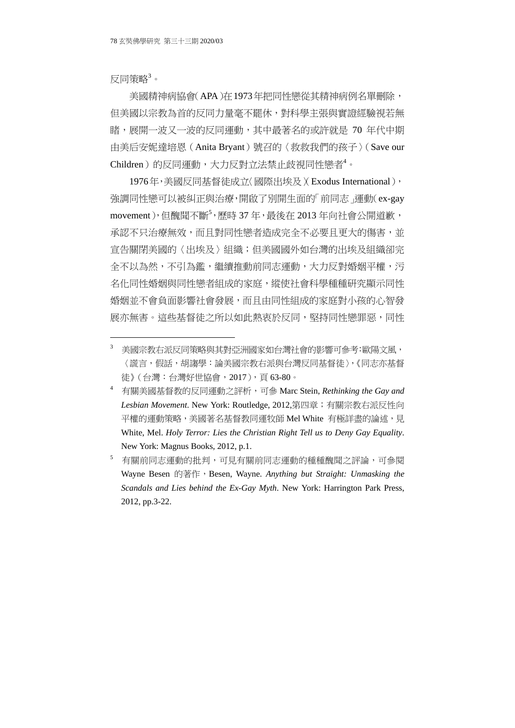反同策略[3]。

美國精神病協會（APA）在1973年把同性戀從其精神病例名單刪除，但美國以宗教為首的反同力量毫不罷休，對科學主張與實證經驗視若無睹，展開一波又一波的反同運動，其中最著名的或許就是 70 年代中期由美后安妮達培恩（Anita Bryant）號召的〈救救我們的孩子〉（Save our Children）的反同運動，大力反對立法禁止歧視同性戀者[4]。

1976年，美國反同基督徒成立〈國際出埃及〉（Exodus International），強調同性戀可以被糾正與治療，開啟了別開生面的「前同志」運動（ex-gay movement），但醜聞不斷[5]，歷時 37 年，最後在 2013 年向社會公開道歉，承認不只治療無效，而且對同性戀者造成完全不必要且更大的傷害，並宣告關閉美國的〈出埃及〉組織；但美國國外如台灣的出埃及組織卻完全不以為然，不引為鑑，繼續推動前同志運動，大力反對婚姻平權，污名化同性婚姻與同性戀者組成的家庭，縱使社會科學種種研究顯示同性婚姻並不會負面影響社會發展，而且由同性組成的家庭對小孩的心智發展亦無害。這些基督徒之所以如此熱衷於反同，堅持同性戀罪惡，同性

---

[3] 美國宗教右派反同策略與其對亞洲國家如台灣社會的影響可參考：歐陽文風，〈謊言，假話，胡謅學：論美國宗教右派與台灣反同基督徒〉，《同志亦基督徒》（台灣：台灣好世協會，2017），頁 63-80。

[4] 有關美國基督教的反同運動之評析，可參 Marc Stein, *Rethinking the Gay and Lesbian Movement*. New York: Routledge, 2012,第四章；有關宗教右派反性向平權的運動策略，美國著名基督教同運牧師 Mel White 有極詳盡的論述，見 White, Mel. *Holy Terror: Lies the Christian Right Tell us to Deny Gay Equality*. New York: Magnus Books, 2012, p.1.

[5] 有關前同志運動的批判，可見有關前同志運動的種種醜聞之評論，可參閱 Wayne Besen 的著作，Besen, Wayne. *Anything but Straight: Unmasking the Scandals and Lies behind the Ex-Gay Myth*. New York: Harrington Park Press, 2012, pp.3-22.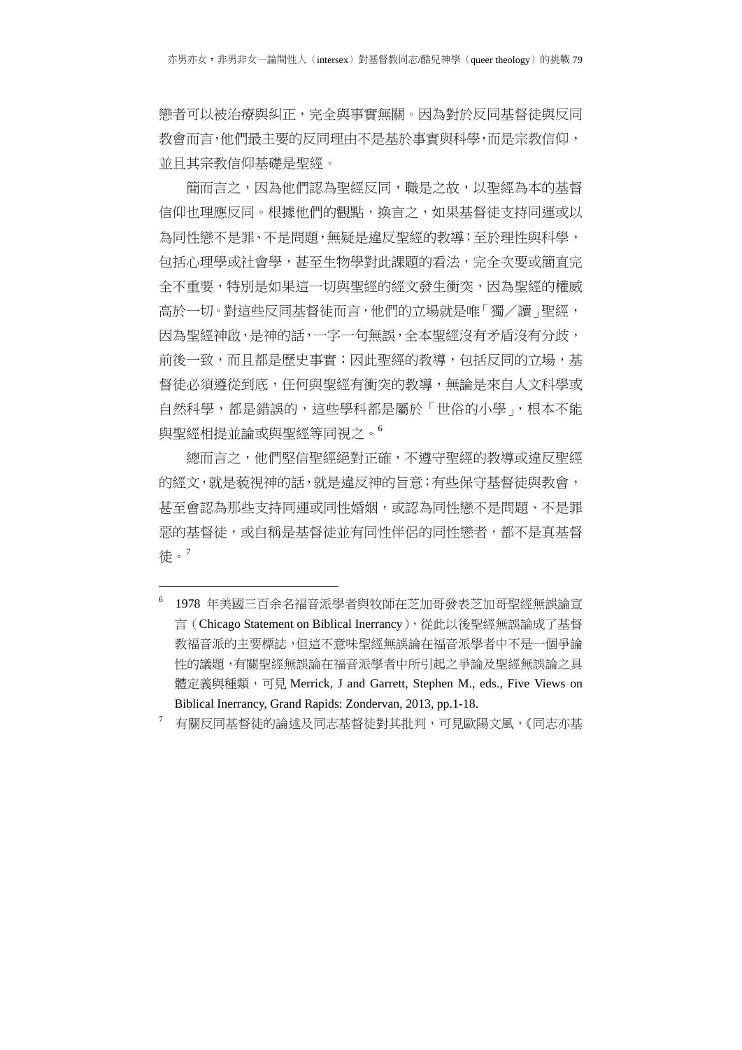戀者可以被治療與糾正，完全與事實無關。因為對於反同基督徒與反同教會而言，他們最主要的反同理由不是基於事實與科學，而是宗教信仰，並且其宗教信仰基礎是聖經。

簡而言之，因為他們認為聖經反同，職是之故，以聖經為本的基督信仰也理應反同。根據他們的觀點，換言之，如果基督徒支持同運或以為同性戀不是罪、不是問題，無疑是違反聖經的教導；至於理性與科學，包括心理學或社會學，甚至生物學對此課題的看法，完全次要或簡直完全不重要，特別是如果這一切與聖經的經文發生衝突，因為聖經的權威高於一切。對這些反同基督徒而言，他們的立場就是唯「獨／讀」聖經，因為聖經神啟，是神的話，一字一句無誤，全本聖經沒有矛盾沒有分歧，前後一致，而且都是歷史事實；因此聖經的教導，包括反同的立場，基督徒必須遵從到底，任何與聖經有衝突的教導，無論是來自人文科學或自然科學，都是錯誤的，這些學科都是屬於「世俗的小學」，根本不能與聖經相提並論或與聖經等同視之。[6]

總而言之，他們堅信聖經絕對正確，不遵守聖經的教導或違反聖經的經文，就是藐視神的話，就是違反神的旨意；有些保守基督徒與教會，甚至會認為那些支持同運或同性婚姻，或認為同性戀不是問題、不是罪惡的基督徒，或自稱是基督徒並有同性伴侶的同性戀者，都不是真基督徒。[7]

---

[6] 1978 年美國三百余名福音派學者與牧師在芝加哥發表芝加哥聖經無誤論宣言（Chicago Statement on Biblical Inerrancy），從此以後聖經無誤論成了基督教福音派的主要標誌，但這不意味聖經無誤論在福音派學者中不是一個爭論性的議題，有關聖經無誤論在福音派學者中所引起之爭論及聖經無誤論之具體定義與種類，可見 Merrick, J and Garrett, Stephen M., eds., Five Views on Biblical Inerrancy, Grand Rapids: Zondervan, 2013, pp.1-18.

[7] 有關反同基督徒的論述及同志基督徒對其批判，可見歐陽文風，《同志亦基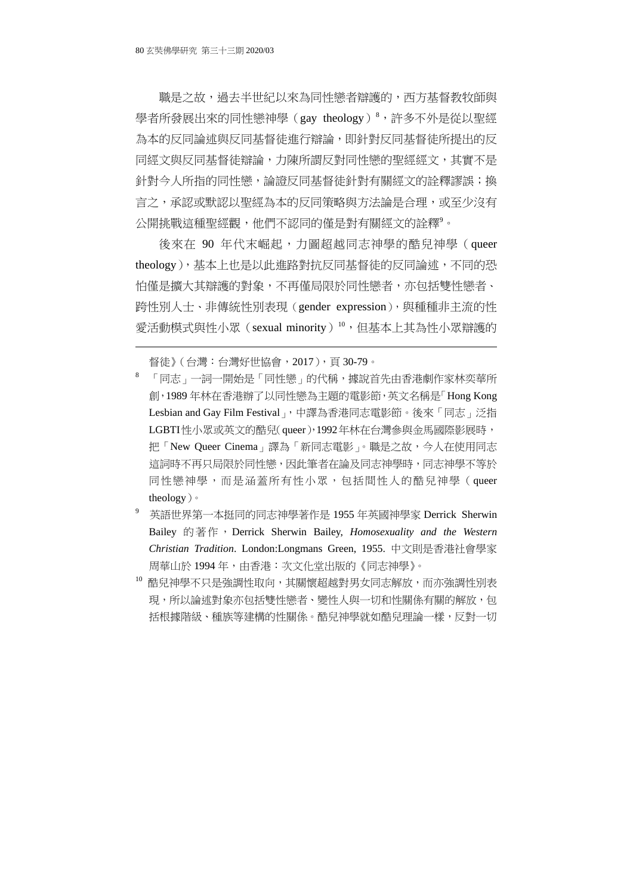職是之故，過去半世紀以來為同性戀者辯護的，西方基督教牧師與學者所發展出來的同性戀神學（gay theology）[8]，許多不外是從以聖經為本的反同論述與反同基督徒進行辯論，即針對反同基督徒所提出的反同經文與反同基督徒辯論，力陳所謂反對同性戀的聖經經文，其實不是針對今人所指的同性戀，論證反同基督徒針對有關經文的詮釋謬誤；換言之，承認或默認以聖經為本的反同策略與方法論是合理，或至少沒有公開挑戰這種聖經觀，他們不認同的僅是對有關經文的詮釋[9]。

後來在 90 年代末崛起，力圖超越同志神學的酷兒神學（queer theology），基本上也是以此進路對抗反同基督徒的反同論述，不同的恐怕僅是擴大其辯護的對象，不再僅局限於同性戀者，亦包括雙性戀者、跨性別人士、非傳統性別表現（gender expression），與種種非主流的性愛活動模式與性小眾（sexual minority）[10]，但基本上其為性小眾辯護的

---

督徒》（台灣：台灣好世協會，2017），頁 30-79。

[8] 「同志」一詞一開始是「同性戀」的代稱，據說首先由香港劇作家林奕華所創，1989 年林在香港辦了以同性戀為主題的電影節，英文名稱是「Hong Kong Lesbian and Gay Film Festival」，中譯為香港同志電影節。後來「同志」泛指 LGBTI 性小眾或英文的酷兒(queer)，1992 年林在台灣參與金馬國際影展時，把「New Queer Cinema」譯為「新同志電影」。職是之故，今人在使用同志這詞時不再只局限於同性戀，因此筆者在論及同志神學時，同志神學不等於同性戀神學，而是涵蓋所有性小眾，包括間性人的酷兒神學（queer theology）。

[9] 英語世界第一本挺同的同志神學著作是 1955 年英國神學家 Derrick Sherwin Bailey 的著作，Derrick Sherwin Bailey, *Homosexuality and the Western Christian Tradition*. London:Longmans Green, 1955. 中文則是香港社會學家周華山於 1994 年，由香港：次文化堂出版的《同志神學》。

[10] 酷兒神學不只是強調性取向，其關懷超越對男女同志解放，而亦強調性別表現，所以論述對象亦包括雙性戀者、變性人與一切和性關係有關的解放，包括根據階級、種族等建構的性關係。酷兒神學就如酷兒理論一樣，反對一切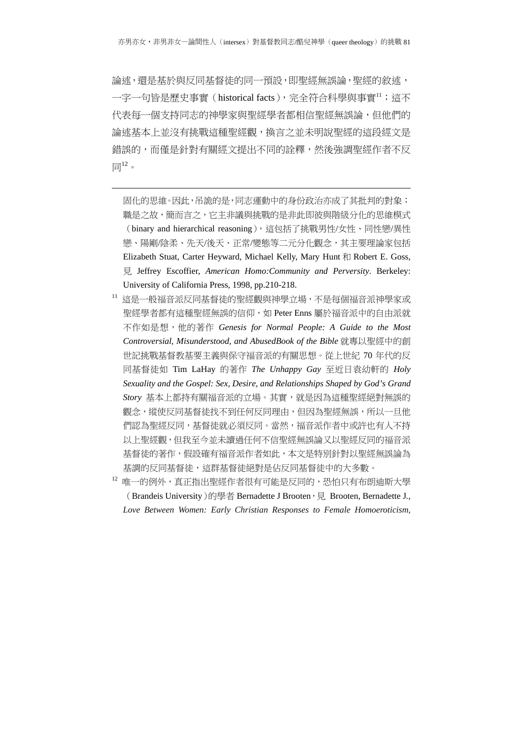論述，還是基於與反同基督徒的同一預設，即聖經無誤論，聖經的敘述，一字一句皆是歷史事實（historical facts），完全符合科學與事實[11]；這不代表每一個支持同志的神學家與聖經學者都相信聖經無誤論，但他們的論述基本上並沒有挑戰這種聖經觀，換言之並未明說聖經的這段經文是錯誤的，而僅是針對有關經文提出不同的詮釋，然後強調聖經作者不反同[12]。

---

固化的思維。因此，吊詭的是，同志運動中的身份政治亦成了其批判的對象；職是之故，簡而言之，它主非議與挑戰的是非此即彼與階級分化的思維模式（binary and hierarchical reasoning），這包括了挑戰男性/女性、同性戀/異性戀、陽剛/陰柔、先天/後天、正常/變態等二元分化觀念，其主要理論家包括 Elizabeth Stuat, Carter Heyward, Michael Kelly, Mary Hunt 和 Robert E. Goss, 見 Jeffrey Escoffier, *American Homo:Community and Perversity*. Berkeley: University of California Press, 1998, pp.210-218.

[11] 這是一般福音派反同基督徒的聖經觀與神學立場，不是每個福音派神學家或聖經學者都有這種聖經無誤的信仰，如 Peter Enns 屬於福音派中的自由派就不作如是想，他的著作 *Genesis for Normal People: A Guide to the Most Controversial, Misunderstood, and AbusedBook of the Bible* 就專以聖經中的創世記挑戰基督教基要主義與保守福音派的有關思想。從上世紀 70 年代的反同基督徒如 Tim LaHay 的著作 *The Unhappy Gay* 至近日袁幼軒的 *Holy Sexuality and the Gospel: Sex, Desire, and Relationships Shaped by God's Grand Story* 基本上都持有關福音派的立場。其實，就是因為這種聖經絕對無誤的觀念，縱使反同基督徒找不到任何反同理由，但因為聖經無誤，所以一旦他們認為聖經反同，基督徒就必須反同。當然，福音派作者中或許也有人不持以上聖經觀，但我至今並未讀過任何不信聖經無誤論又以聖經反同的福音派基督徒的著作，假設確有福音派作者如此，本文是特別針對以聖經無誤論為基調的反同基督徒，這群基督徒絕對是佔反同基督徒中的大多數。

[12] 唯一的例外，真正指出聖經作者很有可能是反同的，恐怕只有布朗迪斯大學（Brandeis University）的學者 Bernadette J Brooten，見 Brooten, Bernadette J., *Love Between Women: Early Christian Responses to Female Homoeroticism,*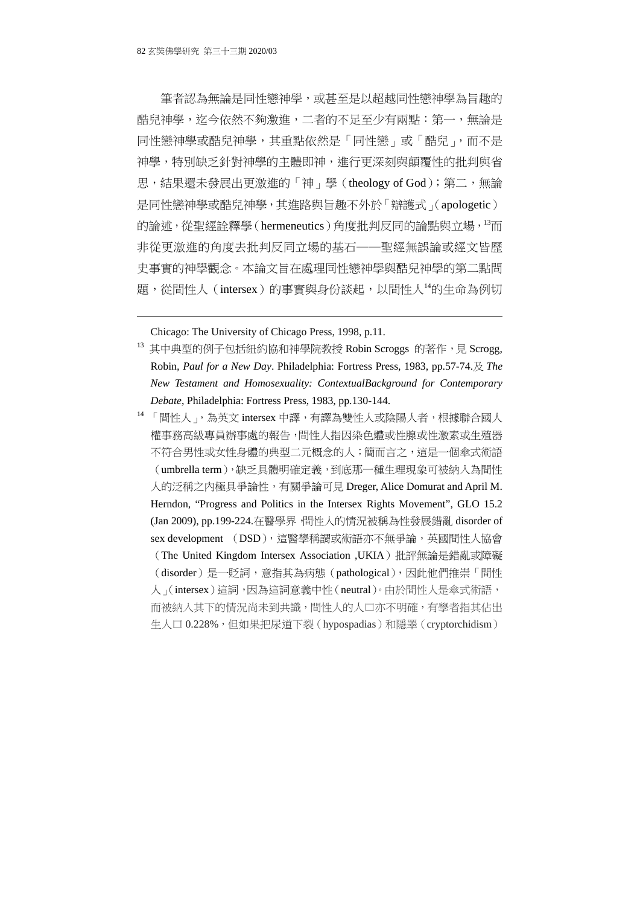筆者認為無論是同性戀神學，或甚至是以超越同性戀神學為旨趣的酷兒神學，迄今依然不夠激進，二者的不足至少有兩點：第一，無論是同性戀神學或酷兒神學，其重點依然是「同性戀」或「酷兒」，而不是神學，特別缺乏針對神學的主體即神，進行更深刻與顛覆性的批判與省思，結果還未發展出更激進的「神」學（theology of God）；第二，無論是同性戀神學或酷兒神學，其進路與旨趣不外於「辯護式」（apologetic）的論述，從聖經詮釋學（hermeneutics）角度批判反同的論點與立場，[13]而非從更激進的角度去批判反同立場的基石——聖經無誤論或經文皆歷史事實的神學觀念。本論文旨在處理同性戀神學與酷兒神學的第二點問題，從間性人（intersex）的事實與身份談起，以間性人[14]的生命為例切

---

Chicago: The University of Chicago Press, 1998, p.11.

[13] 其中典型的例子包括紐約協和神學院教授 Robin Scroggs 的著作，見 Scrogg, Robin, *Paul for a New Day*. Philadelphia: Fortress Press, 1983, pp.57-74.及 *The New Testament and Homosexuality: ContextualBackground for Contemporary Debate*, Philadelphia: Fortress Press, 1983, pp.130-144.

[14] 「間性人」，為英文 intersex 中譯，有譯為雙性人或陰陽人者，根據聯合國人權事務高級專員辦事處的報告，間性人指因染色體或性腺或性激素或生殖器不符合男性或女性身體的典型二元概念的人；簡而言之，這是一個傘式術語（umbrella term），缺乏具體明確定義，到底那一種生理現象可被納入為間性人的泛稱之內極具爭論性，有關爭論可見 Dreger, Alice Domurat and April M. Herndon, "Progress and Politics in the Intersex Rights Movement", GLO 15.2 (Jan 2009), pp.199-224.在醫學界，間性人的情況被稱為性發展錯亂 disorder of sex development （DSD），這醫學稱謂或術語亦不無爭論，英國間性人協會（The United Kingdom Intersex Association ,UKIA）批評無論是錯亂或障礙（disorder）是一貶詞，意指其為病態（pathological），因此他們推崇「間性人」（intersex）這詞，因為這詞意義中性（neutral）。由於間性人是傘式術語，而被納入其下的情況尚未到共識，間性人的人口亦不明確，有學者指其佔出生人口 0.228%，但如果把尿道下裂（hypospadias）和隱睪（cryptorchidism）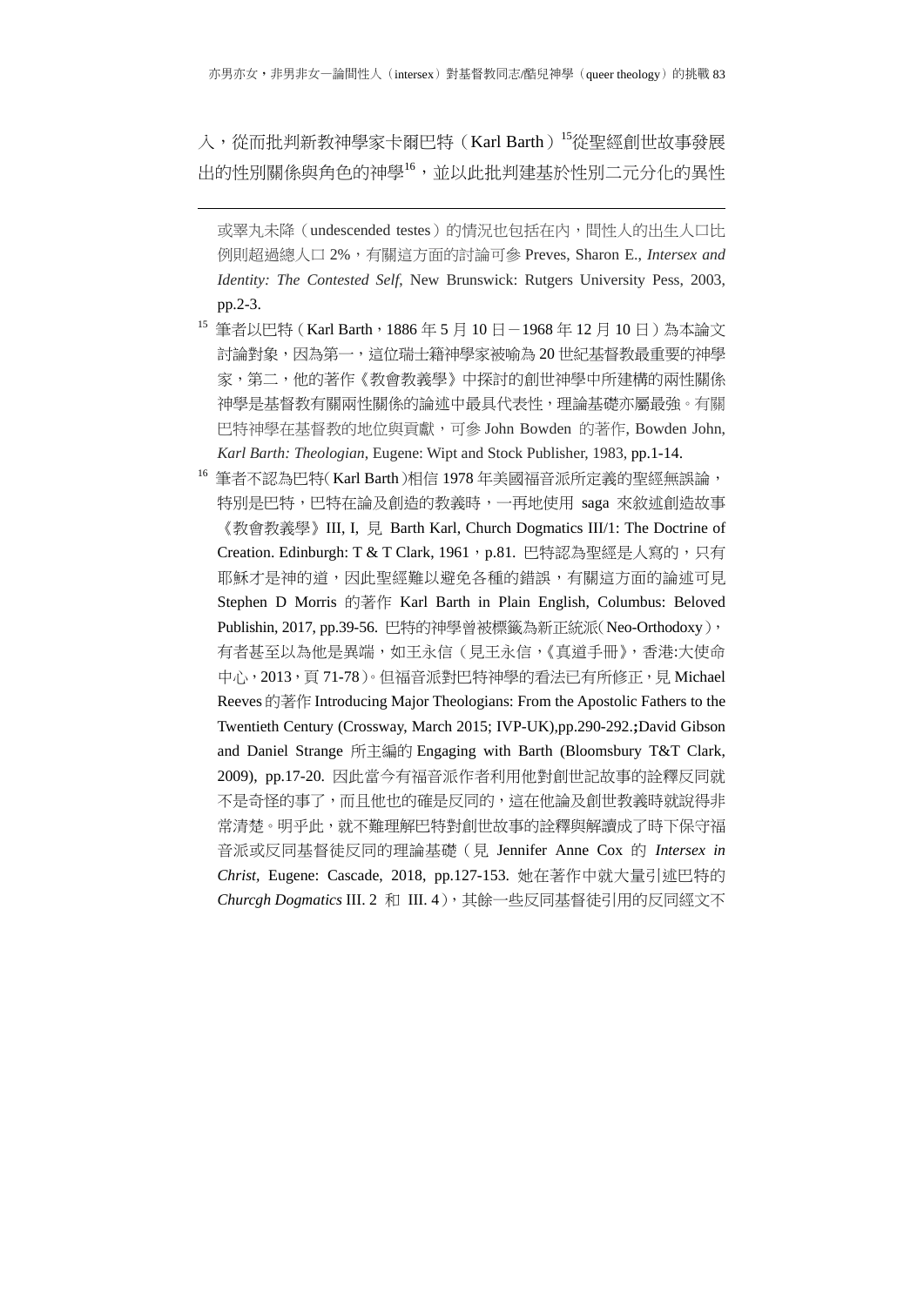入，從而批判新教神學家卡爾巴特（Karl Barth）[15]從聖經創世故事發展出的性別關係與角色的神學[16]，並以此批判建基於性別二元分化的異性

---

或睪丸未降（undescended testes）的情況也包括在內，間性人的出生人口比例則超過總人口 2%，有關這方面的討論可參 Preves, Sharon E., *Intersex and Identity: The Contested Self*, New Brunswick: Rutgers University Pess, 2003, pp.2-3.

[15] 筆者以巴特（Karl Barth，1886 年 5 月 10 日－1968 年 12 月 10 日）為本論文討論對象，因為第一，這位瑞士籍神學家被喻為 20 世紀基督教最重要的神學家，第二，他的著作《教會教義學》中探討的創世神學中所建構的兩性關係神學是基督教有關兩性關係的論述中最具代表性，理論基礎亦屬最強。有關巴特神學在基督教的地位與貢獻，可參 John Bowden 的著作, Bowden John, *Karl Barth: Theologian*, Eugene: Wipt and Stock Publisher, 1983, pp.1-14.

[16] 筆者不認為巴特(Karl Barth)相信 1978 年美國福音派所定義的聖經無誤論，特別是巴特，巴特在論及創造的教義時，一再地使用 saga 來敘述創造故事《教會教義學》III, I, 見 Barth Karl, Church Dogmatics III/1: The Doctrine of Creation. Edinburgh: T & T Clark, 1961，p.81. 巴特認為聖經是人寫的，只有耶穌才是神的道，因此聖經難以避免各種的錯誤，有關這方面的論述可見 Stephen D Morris 的著作 Karl Barth in Plain English, Columbus: Beloved Publishin, 2017, pp.39-56. 巴特的神學曾被標籤為新正統派(Neo-Orthodoxy)，有者甚至以為他是異端，如王永信（見王永信，《真道手冊》，香港:大使命中心，2013，頁 71-78）。但福音派對巴特神學的看法已有所修正，見 Michael Reeves 的著作 Introducing Major Theologians: From the Apostolic Fathers to the Twentieth Century (Crossway, March 2015; IVP-UK),pp.290-292.;David Gibson and Daniel Strange 所主編的 Engaging with Barth (Bloomsbury T&T Clark, 2009), pp.17-20. 因此當今有福音派作者利用他對創世記故事的詮釋反同就不是奇怪的事了，而且他也的確是反同的，這在他論及創世教義時就說得非常清楚。明乎此，就不難理解巴特對創世故事的詮釋與解讀成了時下保守福音派或反同基督徒反同的理論基礎（見 Jennifer Anne Cox 的 *Intersex in Christ*, Eugene: Cascade, 2018, pp.127-153. 她在著作中就大量引述巴特的 *Churcgh Dogmatics* III. 2 和 III. 4），其餘一些反同基督徒引用的反同經文不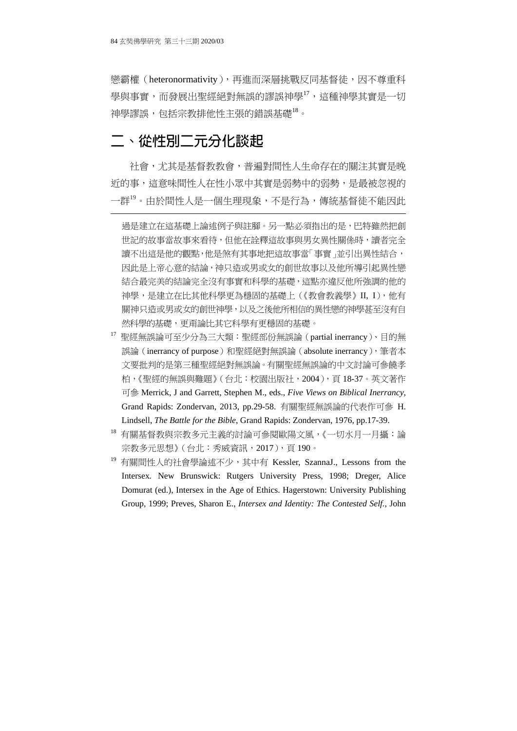戀霸權（heteronormativity），再進而深層挑戰反同基督徒，因不尊重科學與事實，而發展出聖經絕對無誤的謬誤神學[17]，這種神學其實是一切神學謬誤，包括宗教排他性主張的錯誤基礎[18]。

## 二、從性別二元分化談起

社會，尤其是基督教教會，普遍對間性人生命存在的關注其實是晚近的事，這意味間性人在性小眾中其實是弱勢中的弱勢，是最被忽視的一群[19]。由於間性人是一個生理現象，不是行為，傳統基督徒不能因此

---

過是建立在這基礎上論述例子與註腳。另一點必須指出的是，巴特雖然把創世記的故事當故事來看待，但他在詮釋這故事與男女異性關係時，讀者完全讀不出這是他的觀點，他是煞有其事地把這故事當「事實」並引出異性結合，因此是上帝心意的結論，神只造或男或女的創世故事以及他所導引起異性戀結合最完美的結論完全沒有事實和科學的基礎，這點亦違反他所強調的他的神學，是建立在比其他科學更為穩固的基礎上（《教會教義學》II, I），他有關神只造或男或女的創世神學，以及之後他所相信的異性戀的神學甚至沒有自然科學的基礎，更甭論比其它科學有更穩固的基礎。

[17] 聖經無誤論可至少分為三大類：聖經部份無誤論（partial inerrancy）、目的無誤論（inerrancy of purpose）和聖經絕對無誤論（absolute inerrancy），筆者本文要批判的是第三種聖經絕對無誤論。有關聖經無誤論的中文討論可參饒孝柏，《聖經的無誤與難題》（台北：校園出版社，2004），頁 18-37。英文著作可參 Merrick, J and Garrett, Stephen M., eds., *Five Views on Biblical Inerrancy*, Grand Rapids: Zondervan, 2013, pp.29-58. 有關聖經無誤論的代表作可參 H. Lindsell, *The Battle for the Bible*, Grand Rapids: Zondervan, 1976, pp.17-39.

[18] 有關基督教與宗教多元主義的討論可參閱歐陽文風，《一切水月一月攝：論宗教多元思想》（台北：秀威資訊，2017），頁 190。

[19] 有關間性人的社會學論述不少，其中有 Kessler, SzannaJ., Lessons from the Intersex. New Brunswick: Rutgers University Press, 1998; Dreger, Alice Domurat (ed.), Intersex in the Age of Ethics. Hagerstown: University Publishing Group, 1999; Preves, Sharon E., *Intersex and Identity: The Contested Self.*, John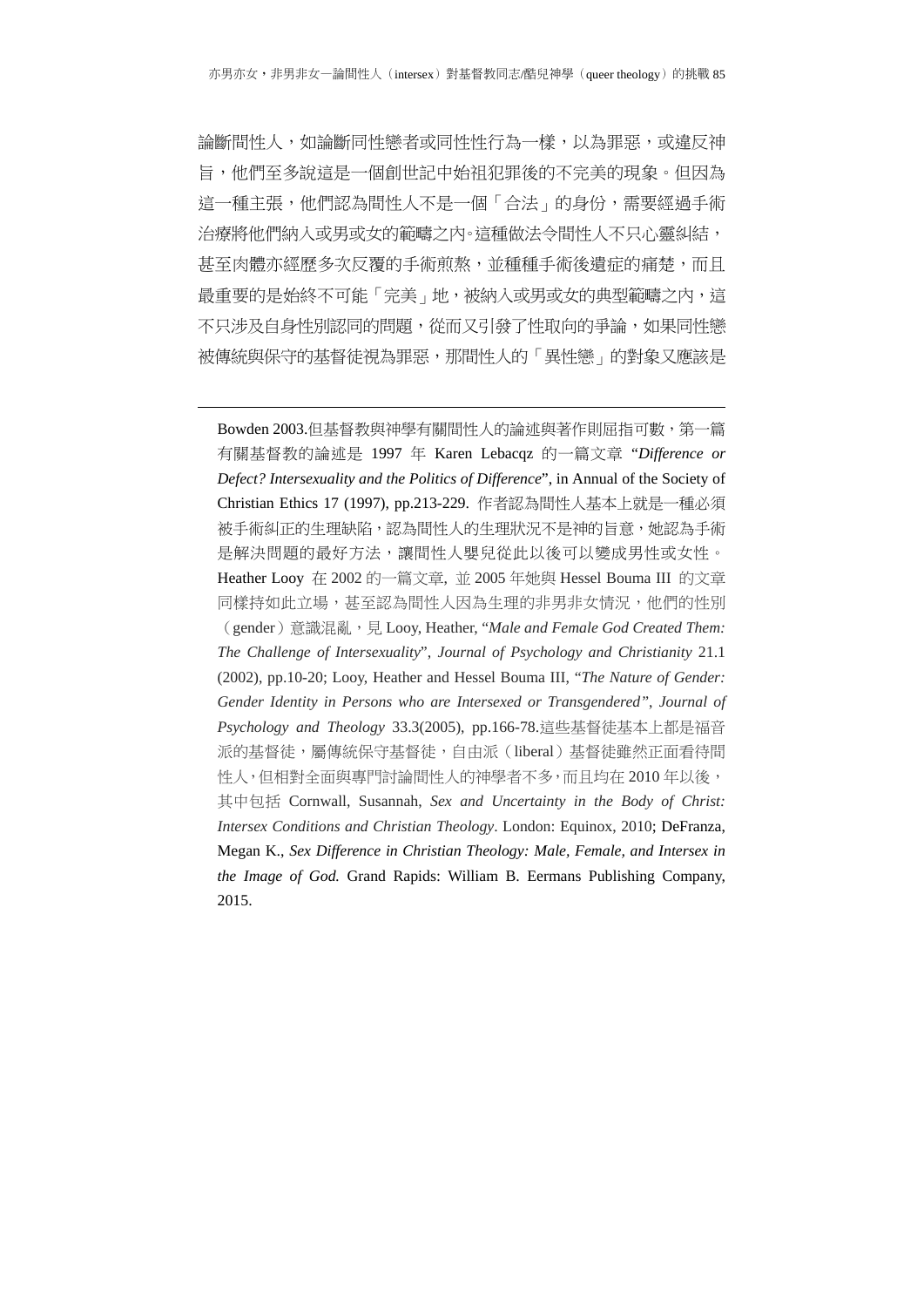論斷間性人，如論斷同性戀者或同性性行為一樣，以為罪惡，或違反神旨，他們至多說這是一個創世記中始祖犯罪後的不完美的現象。但因為這一種主張，他們認為間性人不是一個「合法」的身份，需要經過手術治療將他們納入或男或女的範疇之內。這種做法令間性人不只心靈糾結，甚至肉體亦經歷多次反覆的手術煎熬，並種種手術後遺症的痛楚，而且最重要的是始終不可能「完美」地，被納入或男或女的典型範疇之內，這不只涉及自身性別認同的問題，從而又引發了性取向的爭論，如果同性戀被傳統與保守的基督徒視為罪惡，那間性人的「異性戀」的對象又應該是

---

Bowden 2003.但基督教與神學有關間性人的論述與著作則屈指可數，第一篇有關基督教的論述是 1997 年 Karen Lebacqz 的一篇文章 "*Difference or Defect? Intersexuality and the Politics of Difference*", in Annual of the Society of Christian Ethics 17 (1997), pp.213-229. 作者認為間性人基本上就是一種必須被手術糾正的生理缺陷，認為間性人的生理狀況不是神的旨意，她認為手術是解決問題的最好方法，讓間性人嬰兒從此以後可以變成男性或女性。Heather Looy 在 2002 的一篇文章, 並 2005 年她與 Hessel Bouma III 的文章同樣持如此立場，甚至認為間性人因為生理的非男非女情況，他們的性別（gender）意識混亂，見 Looy, Heather, "*Male and Female God Created Them: The Challenge of Intersexuality*", *Journal of Psychology and Christianity* 21.1 (2002), pp.10-20; Looy, Heather and Hessel Bouma III, "*The Nature of Gender: Gender Identity in Persons who are Intersexed or Transgendered"*, *Journal of Psychology and Theology* 33.3(2005), pp.166-78.這些基督徒基本上都是福音派的基督徒，屬傳統保守基督徒，自由派（liberal）基督徒雖然正面看待間性人，但相對全面與專門討論間性人的神學者不多，而且均在 2010 年以後，其中包括 Cornwall, Susannah, *Sex and Uncertainty in the Body of Christ: Intersex Conditions and Christian Theology*. London: Equinox, 2010; DeFranza, Megan K., *Sex Difference in Christian Theology: Male, Female, and Intersex in the Image of God.* Grand Rapids: William B. Eermans Publishing Company, 2015.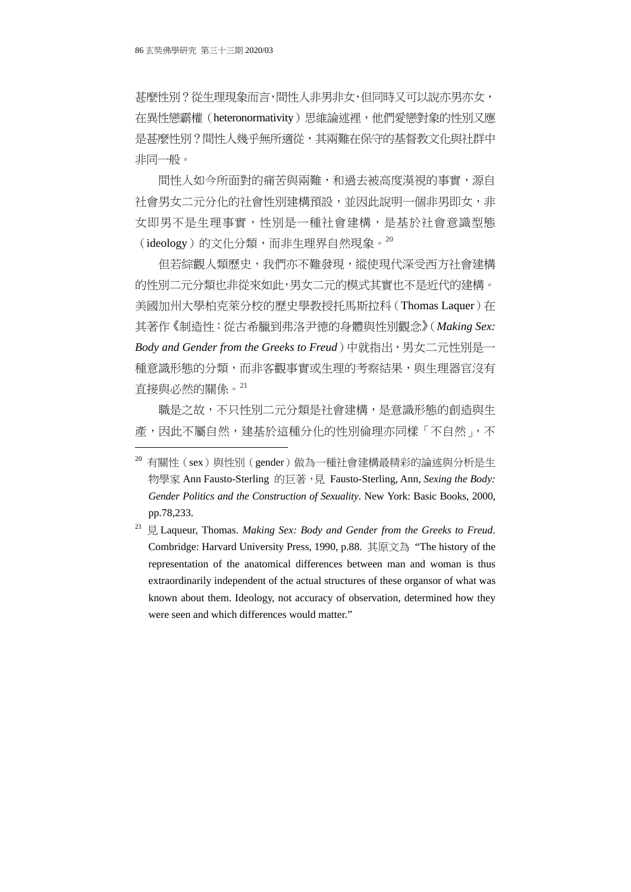甚麼性別？從生理現象而言，間性人非男非女，但同時又可以說亦男亦女，在異性戀霸權（heteronormativity）思維論述裡，他們愛戀對象的性別又應是甚麼性別？間性人幾乎無所適從，其兩難在保守的基督教文化與社群中非同一般。

間性人如今所面對的痛苦與兩難，和過去被高度漠視的事實，源自社會男女二元分化的社會性別建構預設，並因此說明一個非男即女，非女即男不是生理事實，性別是一種社會建構，是基於社會意識型態（ideology）的文化分類，而非生理界自然現象。[20]

但若綜觀人類歷史，我們亦不難發現，縱使現代深受西方社會建構的性別二元分類也非從來如此，男女二元的模式其實也不是近代的建構。美國加州大學柏克萊分校的歷史學教授托馬斯拉科（Thomas Laquer）在其著作《制造性：從古希臘到弗洛尹德的身體與性別觀念》（*Making Sex: Body and Gender from the Greeks to Freud*）中就指出，男女二元性別是一種意識形態的分類，而非客觀事實或生理的考察結果，與生理器官沒有直接與必然的關係。[21]

職是之故，不只性別二元分類是社會建構，是意識形態的創造與生產，因此不屬自然，建基於這種分化的性別倫理亦同樣「不自然」，不

---

[20] 有關性（sex）與性別（gender）做為一種社會建構最精彩的論述與分析是生物學家 Ann Fausto-Sterling 的巨著，見 Fausto-Sterling, Ann, *Sexing the Body: Gender Politics and the Construction of Sexuality*. New York: Basic Books, 2000, pp.78,233.

[21] 見 Laqueur, Thomas. *Making Sex: Body and Gender from the Greeks to Freud*. Combridge: Harvard University Press, 1990, p.88. 其原文為 "The history of the representation of the anatomical differences between man and woman is thus extraordinarily independent of the actual structures of these organsor of what was known about them. Ideology, not accuracy of observation, determined how they were seen and which differences would matter."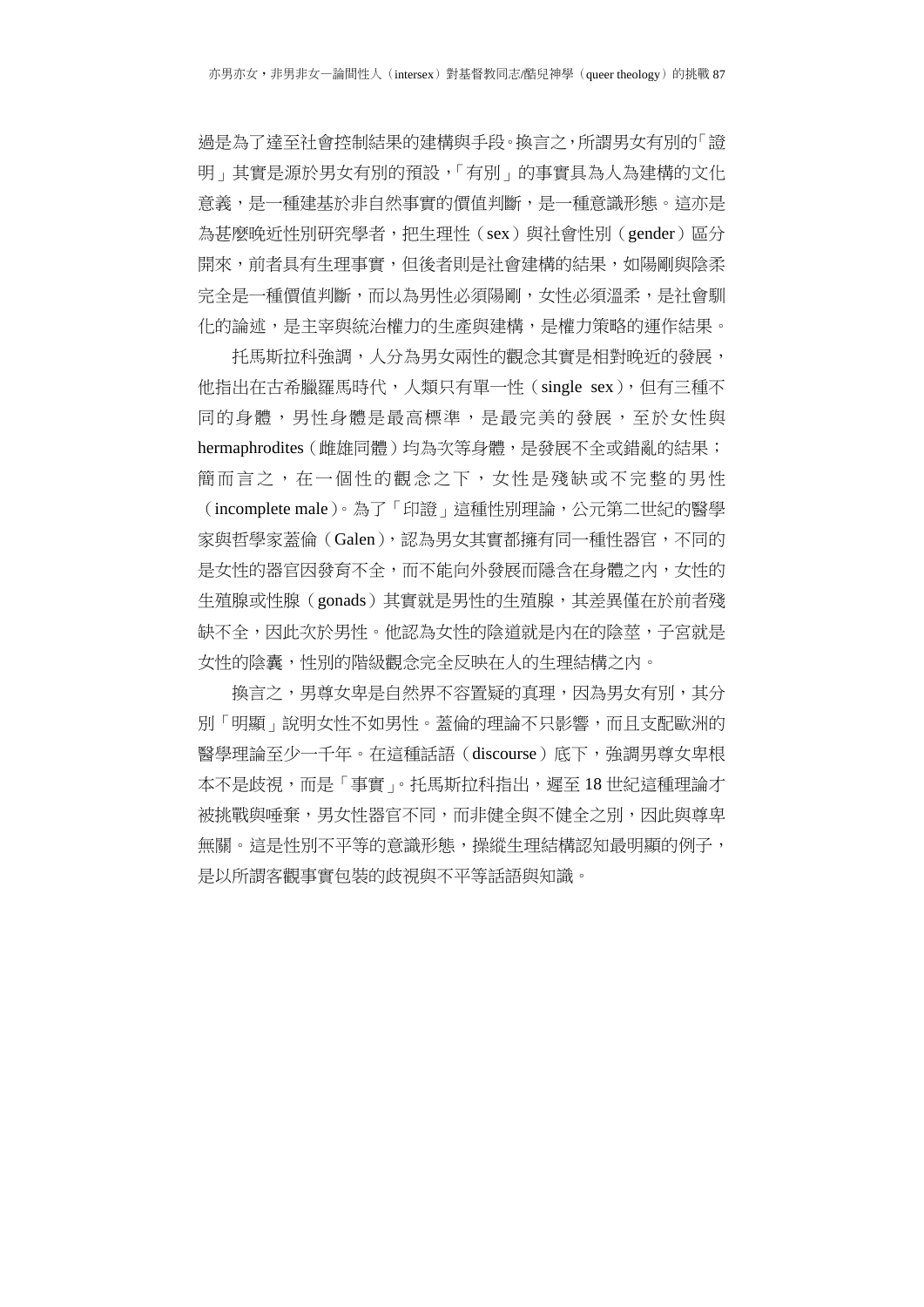過是為了達至社會控制結果的建構與手段。換言之，所謂男女有別的「證明」其實是源於男女有別的預設，「有別」的事實具為人為建構的文化意義，是一種建基於非自然事實的價值判斷，是一種意識形態。這亦是為甚麼晚近性別研究學者，把生理性（sex）與社會性別（gender）區分開來，前者具有生理事實，但後者則是社會建構的結果，如陽剛與陰柔完全是一種價值判斷，而以為男性必須陽剛，女性必須溫柔，是社會馴化的論述，是主宰與統治權力的生產與建構，是權力策略的運作結果。

托馬斯拉科強調，人分為男女兩性的觀念其實是相對晚近的發展，他指出在古希臘羅馬時代，人類只有單一性（single sex），但有三種不同的身體，男性身體是最高標準，是最完美的發展，至於女性與 hermaphrodites（雌雄同體）均為次等身體，是發展不全或錯亂的結果；簡而言之，在一個性的觀念之下，女性是殘缺或不完整的男性（incomplete male）。為了「印證」這種性別理論，公元第二世紀的醫學家與哲學家蓋倫（Galen），認為男女其實都擁有同一種性器官，不同的是女性的器官因發育不全，而不能向外發展而隱含在身體之內，女性的生殖腺或性腺（gonads）其實就是男性的生殖腺，其差異僅在於前者殘缺不全，因此次於男性。他認為女性的陰道就是內在的陰莖，子宮就是女性的陰囊，性別的階級觀念完全反映在人的生理結構之內。

換言之，男尊女卑是自然界不容置疑的真理，因為男女有別，其分別「明顯」說明女性不如男性。蓋倫的理論不只影響，而且支配歐洲的醫學理論至少一千年。在這種話語（discourse）底下，強調男尊女卑根本不是歧視，而是「事實」。托馬斯拉科指出，遲至 18 世紀這種理論才被挑戰與唾棄，男女性器官不同，而非健全與不健全之別，因此與尊卑無關。這是性別不平等的意識形態，操縱生理結構認知最明顯的例子，是以所謂客觀事實包裝的歧視與不平等話語與知識。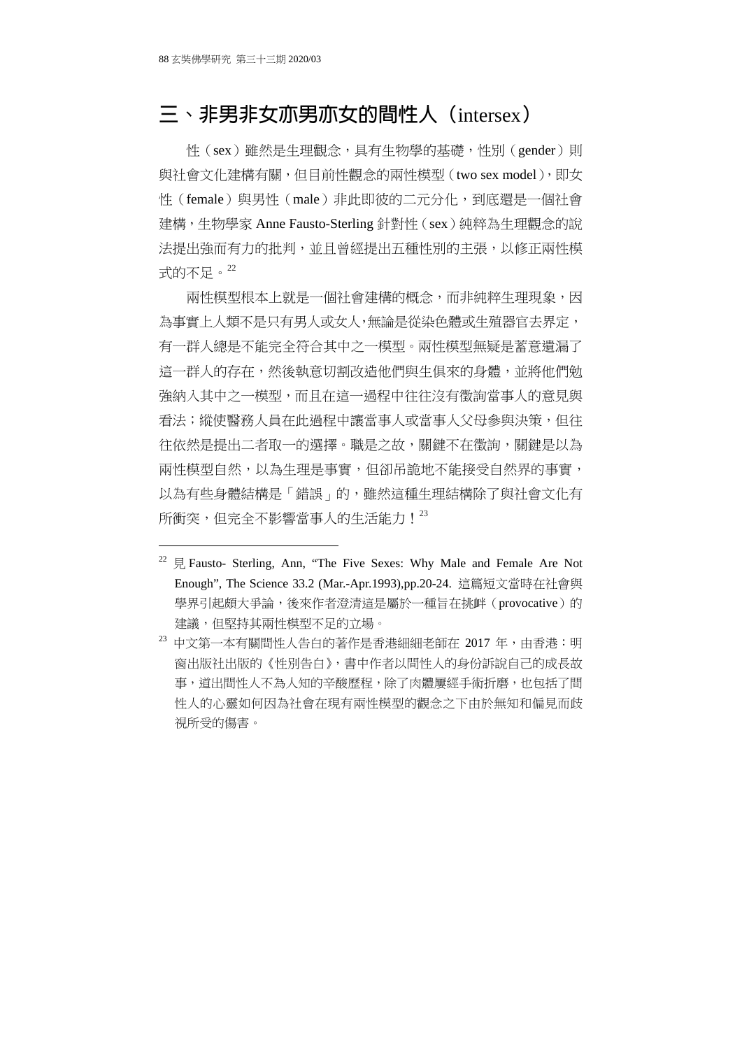## 三、非男非女亦男亦女的間性人（intersex）

性（sex）雖然是生理觀念，具有生物學的基礎，性別（gender）則與社會文化建構有關，但目前性觀念的兩性模型（two sex model），即女性（female）與男性（male）非此即彼的二元分化，到底還是一個社會建構，生物學家 Anne Fausto-Sterling 針對性（sex）純粹為生理觀念的說法提出強而有力的批判，並且曾經提出五種性別的主張，以修正兩性模式的不足。[22]

兩性模型根本上就是一個社會建構的概念，而非純粹生理現象，因為事實上人類不是只有男人或女人，無論是從染色體或生殖器官去界定，有一群人總是不能完全符合其中之一模型。兩性模型無疑是蓄意遺漏了這一群人的存在，然後執意切割改造他們與生俱來的身體，並將他們勉強納入其中之一模型，而且在這一過程中往往沒有徵詢當事人的意見與看法；縱使醫務人員在此過程中讓當事人或當事人父母參與決策，但往往依然是提出二者取一的選擇。職是之故，關鍵不在徵詢，關鍵是以為兩性模型自然，以為生理是事實，但卻吊詭地不能接受自然界的事實，以為有些身體結構是「錯誤」的，雖然這種生理結構除了與社會文化有所衝突，但完全不影響當事人的生活能力！[23]

---

[22] 見 Fausto- Sterling, Ann, "The Five Sexes: Why Male and Female Are Not Enough", The Science 33.2 (Mar.-Apr.1993),pp.20-24. 這篇短文當時在社會與學界引起頗大爭論，後來作者澄清這是屬於一種旨在挑衅（provocative）的建議，但堅持其兩性模型不足的立場。

[23] 中文第一本有關間性人告白的著作是香港細細老師在 2017 年，由香港：明窗出版社出版的《性別告白》，書中作者以間性人的身份訴說自己的成長故事，道出間性人不為人知的辛酸歷程，除了肉體屢經手術折磨，也包括了間性人的心靈如何因為社會在現有兩性模型的觀念之下由於無知和偏見而歧視所受的傷害。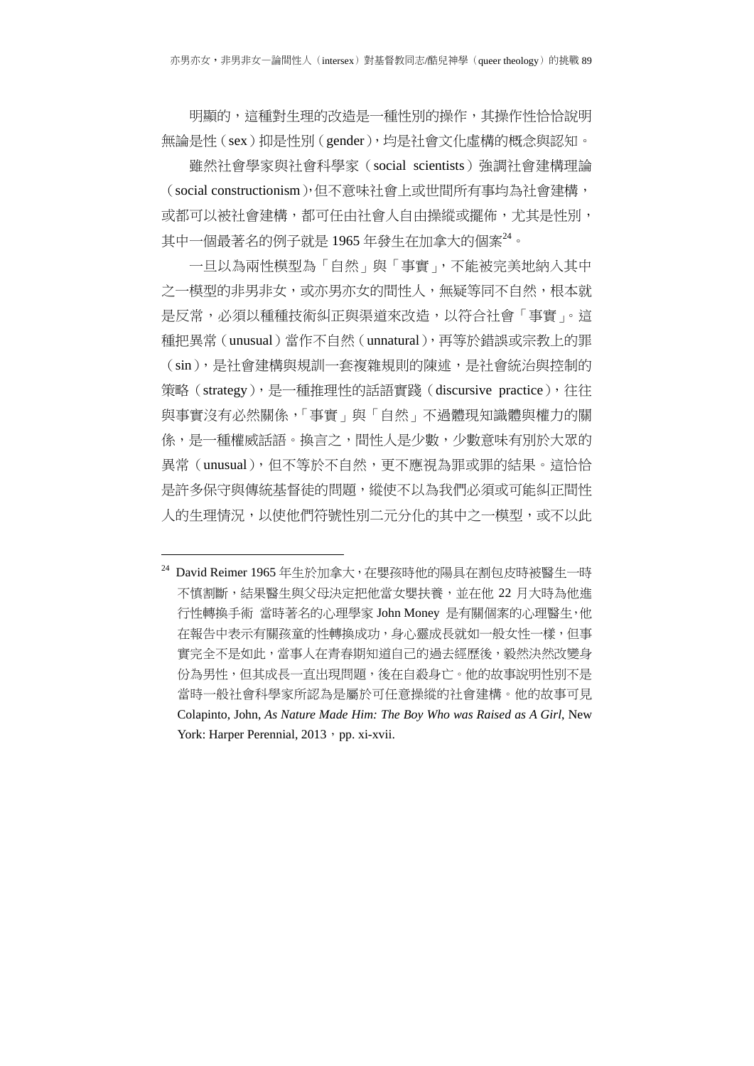明顯的，這種對生理的改造是一種性別的操作，其操作性恰恰說明無論是性（sex）抑是性別（gender），均是社會文化虛構的概念與認知。

雖然社會學家與社會科學家（social scientists）強調社會建構理論（social constructionism），但不意味社會上或世間所有事均為社會建構，或都可以被社會建構，都可任由社會人自由操縱或擺佈，尤其是性別，其中一個最著名的例子就是 1965 年發生在加拿大的個案[24]。

一旦以為兩性模型為「自然」與「事實」，不能被完美地納入其中之一模型的非男非女，或亦男亦女的間性人，無疑等同不自然，根本就是反常，必須以種種技術糾正與渠道來改造，以符合社會「事實」。這種把異常（unusual）當作不自然（unnatural），再等於錯誤或宗教上的罪（sin），是社會建構與規訓一套複雜規則的陳述，是社會統治與控制的策略（strategy），是一種推理性的話語實踐（discursive practice），往往與事實沒有必然關係，「事實」與「自然」不過體現知識體與權力的關係，是一種權威話語。換言之，間性人是少數，少數意味有別於大眾的異常（unusual），但不等於不自然，更不應視為罪或罪的結果。這恰恰是許多保守與傳統基督徒的問題，縱使不以為我們必須或可能糾正間性人的生理情況，以使他們符號性別二元分化的其中之一模型，或不以此

---

[24] David Reimer 1965 年生於加拿大，在嬰孩時他的陽具在割包皮時被醫生一時不慎割斷，結果醫生與父母決定把他當女嬰扶養，並在他 22 月大時為他進行性轉換手術 當時著名的心理學家 John Money 是有關個案的心理醫生，他在報告中表示有關孩童的性轉換成功，身心靈成長就如一般女性一樣，但事實完全不是如此，當事人在青春期知道自己的過去經歷後，毅然決然改變身份為男性，但其成長一直出現問題，後在自殺身亡。他的故事說明性別不是當時一般社會科學家所認為是屬於可任意操縱的社會建構。他的故事可見 Colapinto, John, *As Nature Made Him: The Boy Who was Raised as A Girl*, New York: Harper Perennial, 2013，pp. xi-xvii.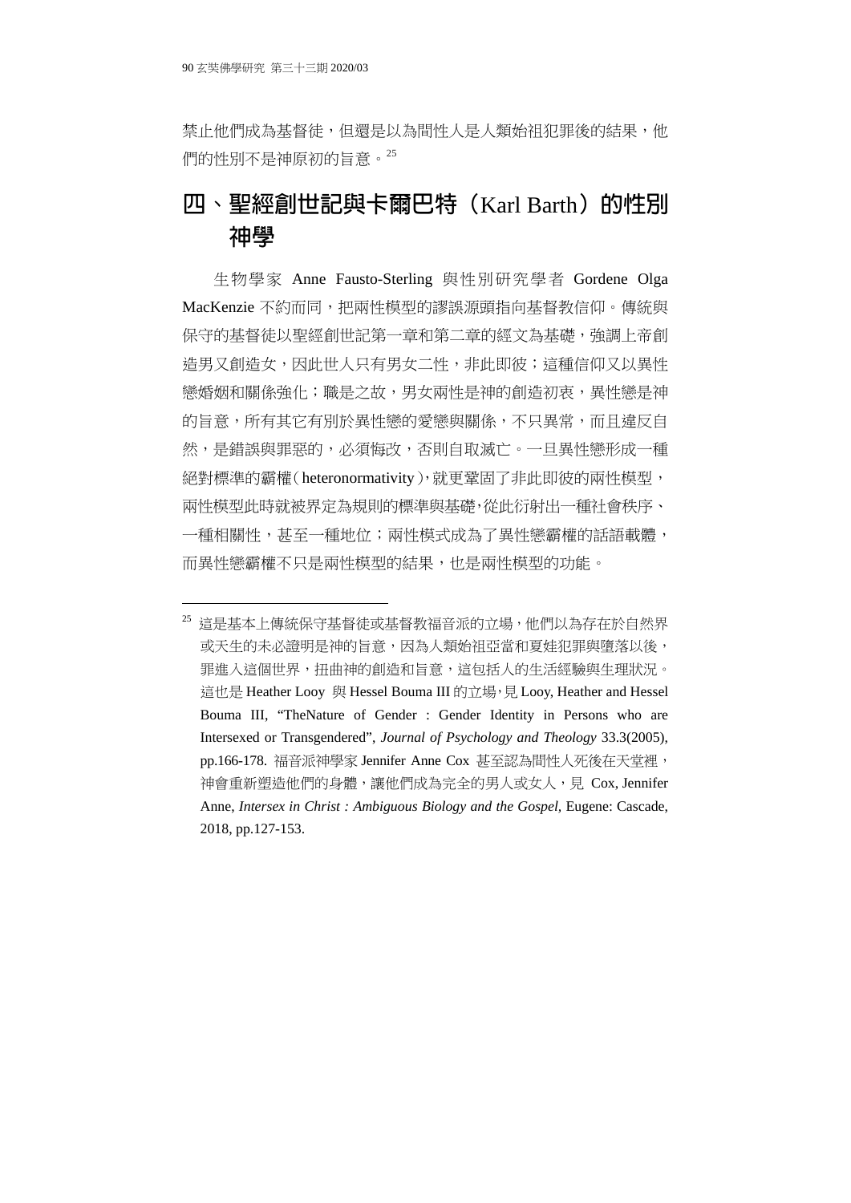禁止他們成為基督徒，但還是以為間性人是人類始祖犯罪後的結果，他們的性別不是神原初的旨意。[25]

## 四、聖經創世記與卡爾巴特（Karl Barth）的性別神學

生物學家 Anne Fausto-Sterling 與性別研究學者 Gordene Olga MacKenzie 不約而同，把兩性模型的謬誤源頭指向基督教信仰。傳統與保守的基督徒以聖經創世記第一章和第二章的經文為基礎，強調上帝創造男又創造女，因此世人只有男女二性，非此即彼；這種信仰又以異性戀婚姻和關係強化；職是之故，男女兩性是神的創造初衷，異性戀是神的旨意，所有其它有別於異性戀的愛戀與關係，不只異常，而且違反自然，是錯誤與罪惡的，必須悔改，否則自取滅亡。一旦異性戀形成一種絕對標準的霸權（heteronormativity），就更鞏固了非此即彼的兩性模型，兩性模型此時就被界定為規則的標準與基礎，從此衍射出一種社會秩序、一種相關性，甚至一種地位；兩性模式成為了異性戀霸權的話語載體，而異性戀霸權不只是兩性模型的結果，也是兩性模型的功能。

---

[25] 這是基本上傳統保守基督徒或基督教福音派的立場，他們以為存在於自然界或天生的未必證明是神的旨意，因為人類始祖亞當和夏娃犯罪與墮落以後，罪進入這個世界，扭曲神的創造和旨意，這包括人的生活經驗與生理狀況。這也是 Heather Looy 與 Hessel Bouma III 的立場，見 Looy, Heather and Hessel Bouma III, "TheNature of Gender : Gender Identity in Persons who are Intersexed or Transgendered", *Journal of Psychology and Theology* 33.3(2005), pp.166-178. 福音派神學家 Jennifer Anne Cox 甚至認為間性人死後在天堂裡，神會重新塑造他們的身體，讓他們成為完全的男人或女人，見 Cox, Jennifer Anne, *Intersex in Christ : Ambiguous Biology and the Gospel*, Eugene: Cascade, 2018, pp.127-153.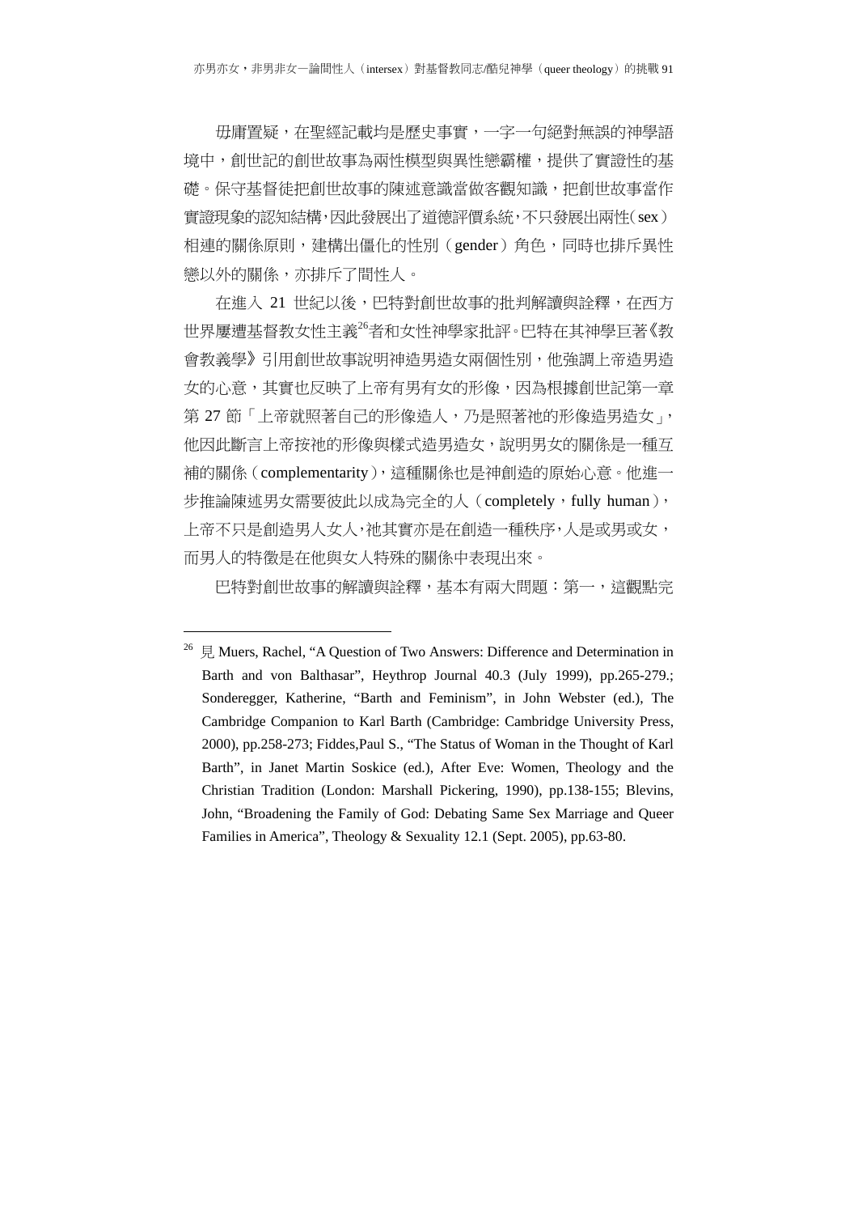毋庸置疑，在聖經記載均是歷史事實，一字一句絕對無誤的神學語境中，創世記的創世故事為兩性模型與異性戀霸權，提供了實證性的基礎。保守基督徒把創世故事的陳述意識當做客觀知識，把創世故事當作實證現象的認知結構，因此發展出了道德評價系統，不只發展出兩性（sex）相連的關係原則，建構出僵化的性別（gender）角色，同時也排斥異性戀以外的關係，亦排斥了間性人。

在進入 21 世紀以後，巴特對創世故事的批判解讀與詮釋，在西方世界屢遭基督教女性主義[26]者和女性神學家批評。巴特在其神學巨著《教會教義學》引用創世故事說明神造男造女兩個性別，他強調上帝造男造女的心意，其實也反映了上帝有男有女的形像，因為根據創世記第一章第 27 節「上帝就照著自己的形像造人，乃是照著祂的形像造男造女」，他因此斷言上帝按祂的形像與樣式造男造女，說明男女的關係是一種互補的關係（complementarity），這種關係也是神創造的原始心意。他進一步推論陳述男女需要彼此以成為完全的人（completely，fully human），上帝不只是創造男人女人，祂其實亦是在創造一種秩序，人是或男或女，而男人的特徵是在他與女人特殊的關係中表現出來。

巴特對創世故事的解讀與詮釋，基本有兩大問題：第一，這觀點完

---

[26] 見 Muers, Rachel, "A Question of Two Answers: Difference and Determination in Barth and von Balthasar", Heythrop Journal 40.3 (July 1999), pp.265-279.; Sonderegger, Katherine, "Barth and Feminism", in John Webster (ed.), The Cambridge Companion to Karl Barth (Cambridge: Cambridge University Press, 2000), pp.258-273; Fiddes,Paul S., "The Status of Woman in the Thought of Karl Barth", in Janet Martin Soskice (ed.), After Eve: Women, Theology and the Christian Tradition (London: Marshall Pickering, 1990), pp.138-155; Blevins, John, "Broadening the Family of God: Debating Same Sex Marriage and Queer Families in America", Theology & Sexuality 12.1 (Sept. 2005), pp.63-80.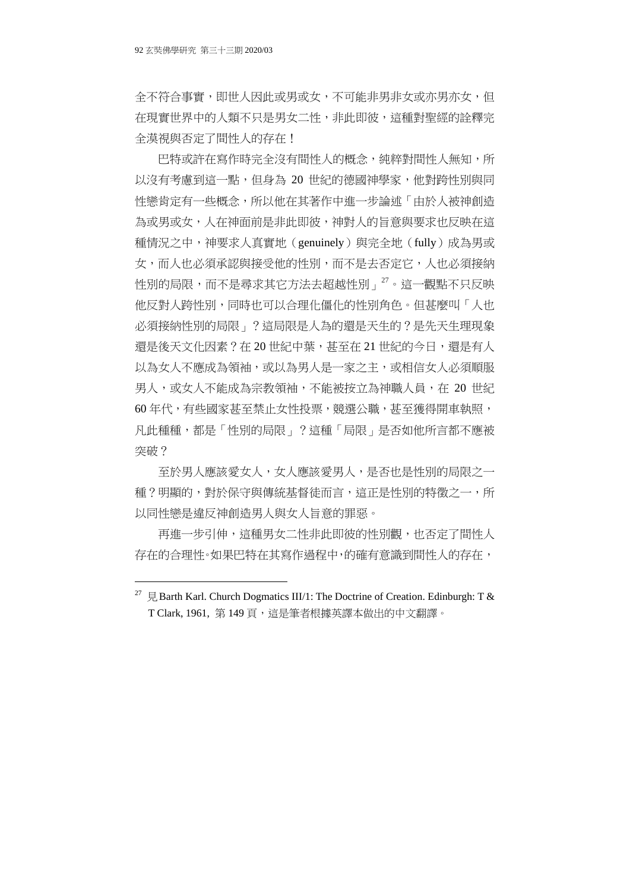全不符合事實，即世人因此或男或女，不可能非男非女或亦男亦女，但在現實世界中的人類不只是男女二性，非此即彼，這種對聖經的詮釋完全漠視與否定了間性人的存在！

巴特或許在寫作時完全沒有間性人的概念，純粹對間性人無知，所以沒有考慮到這一點，但身為 20 世紀的德國神學家，他對跨性別與同性戀肯定有一些概念，所以他在其著作中進一步論述「由於人被神創造為或男或女，人在神面前是非此即彼，神對人的旨意與要求也反映在這種情況之中，神要求人真實地（genuinely）與完全地（fully）成為男或女，而人也必須承認與接受他的性別，而不是去否定它，人也必須接納性別的局限，而不是尋求其它方法去超越性別」[27]。這一觀點不只反映他反對人跨性別，同時也可以合理化僵化的性別角色。但甚麼叫「人也必須接納性別的局限」？這局限是人為的還是天生的？是先天生理現象還是後天文化因素？在 20 世紀中葉，甚至在 21 世紀的今日，還是有人以為女人不應成為領袖，或以為男人是一家之主，或相信女人必須順服男人，或女人不能成為宗教領袖，不能被按立為神職人員，在 20 世紀 60 年代，有些國家甚至禁止女性投票，競選公職，甚至獲得開車執照，凡此種種，都是「性別的局限」？這種「局限」是否如他所言都不應被突破？

至於男人應該愛女人，女人應該愛男人，是否也是性別的局限之一種？明顯的，對於保守與傳統基督徒而言，這正是性別的特徵之一，所以同性戀是違反神創造男人與女人旨意的罪惡。

再進一步引伸，這種男女二性非此即彼的性別觀，也否定了間性人存在的合理性。如果巴特在其寫作過程中，的確有意識到間性人的存在，

---

[27] 見 Barth Karl. Church Dogmatics III/1: The Doctrine of Creation. Edinburgh: T & T Clark, 1961, 第 149 頁，這是筆者根據英譯本做出的中文翻譯。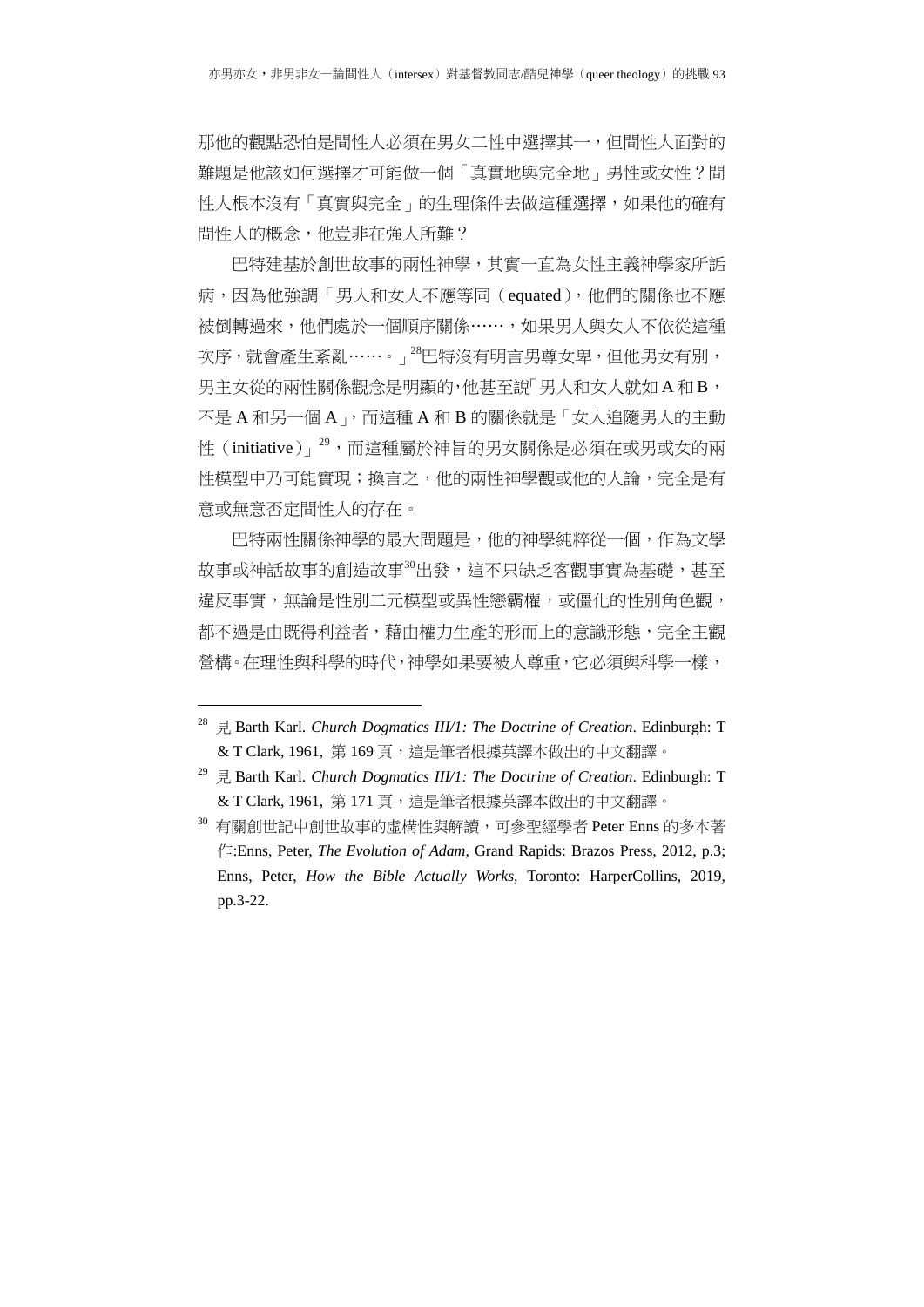那他的觀點恐怕是間性人必須在男女二性中選擇其一，但間性人面對的難題是他該如何選擇才可能做一個「真實地與完全地」男性或女性？間性人根本沒有「真實與完全」的生理條件去做這種選擇，如果他的確有間性人的概念，他豈非在強人所難？

巴特建基於創世故事的兩性神學，其實一直為女性主義神學家所詬病，因為他強調「男人和女人不應等同（equated），他們的關係也不應被倒轉過來，他們處於一個順序關係……，如果男人與女人不依從這種次序，就會產生紊亂……。」[28]巴特沒有明言男尊女卑，但他男女有別，男主女從的兩性關係觀念是明顯的，他甚至說「男人和女人就如 A 和 B，不是 A 和另一個 A」，而這種 A 和 B 的關係就是「女人追隨男人的主動性（initiative）」[29]，而這種屬於神旨的男女關係是必須在或男或女的兩性模型中乃可能實現；換言之，他的兩性神學觀或他的人論，完全是有意或無意否定間性人的存在。

巴特兩性關係神學的最大問題是，他的神學純粹從一個，作為文學故事或神話故事的創造故事[30]出發，這不只缺乏客觀事實為基礎，甚至違反事實，無論是性別二元模型或異性戀霸權，或僵化的性別角色觀，都不過是由既得利益者，藉由權力生產的形而上的意識形態，完全主觀營構。在理性與科學的時代，神學如果要被人尊重，它必須與科學一樣，

---

[28] 見 Barth Karl. *Church Dogmatics III/1: The Doctrine of Creation*. Edinburgh: T & T Clark, 1961, 第 169 頁，這是筆者根據英譯本做出的中文翻譯。

[29] 見 Barth Karl. *Church Dogmatics III/1: The Doctrine of Creation*. Edinburgh: T & T Clark, 1961, 第 171 頁，這是筆者根據英譯本做出的中文翻譯。

[30] 有關創世記中創世故事的虛構性與解讀，可參聖經學者 Peter Enns 的多本著作:Enns, Peter, *The Evolution of Adam*, Grand Rapids: Brazos Press, 2012, p.3; Enns, Peter, *How the Bible Actually Works*, Toronto: HarperCollins, 2019, pp.3-22.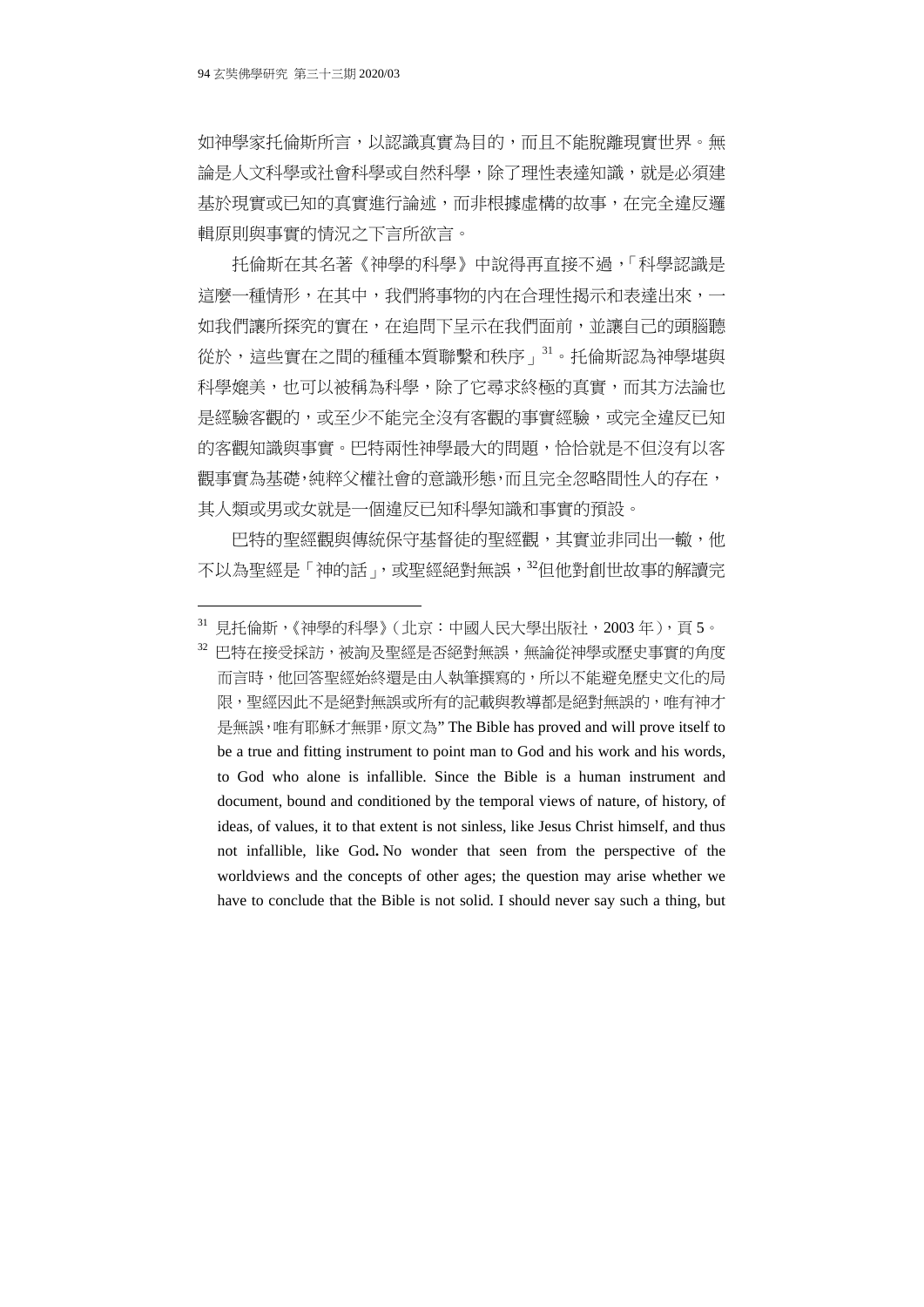如神學家托倫斯所言，以認識真實為目的，而且不能脫離現實世界。無論是人文科學或社會科學或自然科學，除了理性表達知識，就是必須建基於現實或已知的真實進行論述，而非根據虛構的故事，在完全違反邏輯原則與事實的情況之下言所欲言。

托倫斯在其名著《神學的科學》中說得再直接不過，「科學認識是這麼一種情形，在其中，我們將事物的內在合理性揭示和表達出來，一如我們讓所探究的實在，在追問下呈示在我們面前，並讓自己的頭腦聽從於，這些實在之間的種種本質聯繫和秩序」[31]。托倫斯認為神學堪與科學媲美，也可以被稱為科學，除了它尋求終極的真實，而其方法論也是經驗客觀的，或至少不能完全沒有客觀的事實經驗，或完全違反已知的客觀知識與事實。巴特兩性神學最大的問題，恰恰就是不但沒有以客觀事實為基礎，純粹父權社會的意識形態，而且完全忽略間性人的存在，其人類或男或女就是一個違反已知科學知識和事實的預設。

巴特的聖經觀與傳統保守基督徒的聖經觀，其實並非同出一轍，他不以為聖經是「神的話」，或聖經絕對無誤，[32]但他對創世故事的解讀完

---

[31] 見托倫斯，《神學的科學》（北京：中國人民大學出版社，2003 年），頁 5。

[32] 巴特在接受採訪，被詢及聖經是否絕對無誤，無論從神學或歷史事實的角度而言時，他回答聖經始終還是由人執筆撰寫的，所以不能避免歷史文化的局限，聖經因此不是絕對無誤或所有的記載與教導都是絕對無誤的，唯有神才是無誤，唯有耶穌才無罪，原文為" The Bible has proved and will prove itself to be a true and fitting instrument to point man to God and his work and his words, to God who alone is infallible. Since the Bible is a human instrument and document, bound and conditioned by the temporal views of nature, of history, of ideas, of values, it to that extent is not sinless, like Jesus Christ himself, and thus not infallible, like God**.** No wonder that seen from the perspective of the worldviews and the concepts of other ages; the question may arise whether we have to conclude that the Bible is not solid. I should never say such a thing, but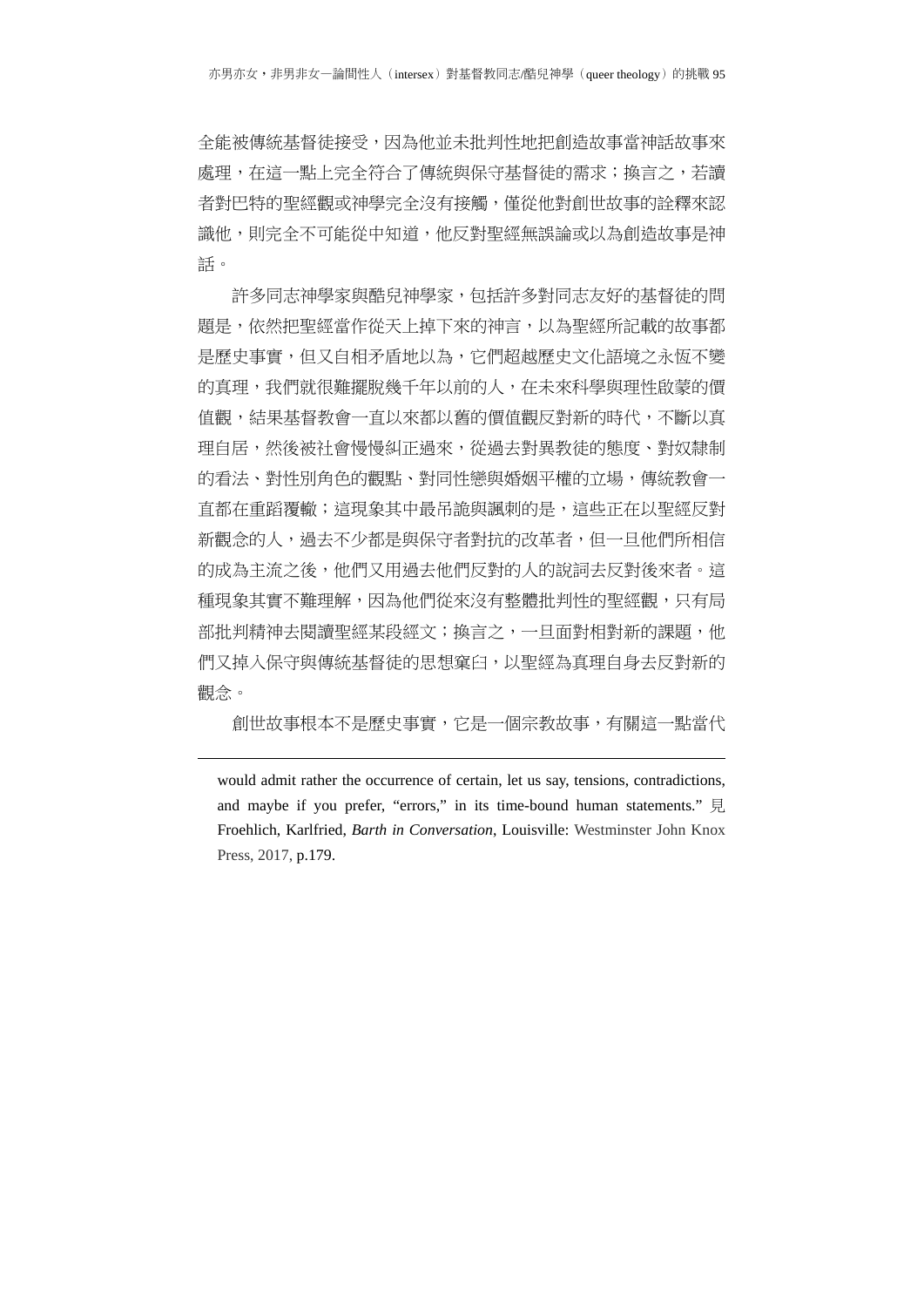全能被傳統基督徒接受，因為他並未批判性地把創造故事當神話故事來處理，在這一點上完全符合了傳統與保守基督徒的需求；換言之，若讀者對巴特的聖經觀或神學完全沒有接觸，僅從他對創世故事的詮釋來認識他，則完全不可能從中知道，他反對聖經無誤論或以為創造故事是神話。

許多同志神學家與酷兒神學家，包括許多對同志友好的基督徒的問題是，依然把聖經當作從天上掉下來的神言，以為聖經所記載的故事都是歷史事實，但又自相矛盾地以為，它們超越歷史文化語境之永恆不變的真理，我們就很難擺脫幾千年以前的人，在未來科學與理性啟蒙的價值觀，結果基督教會一直以來都以舊的價值觀反對新的時代，不斷以真理自居，然後被社會慢慢糾正過來，從過去對異教徒的態度、對奴隸制的看法、對性別角色的觀點、對同性戀與婚姻平權的立場，傳統教會一直都在重蹈覆轍；這現象其中最吊詭與諷刺的是，這些正在以聖經反對新觀念的人，過去不少都是與保守者對抗的改革者，但一旦他們所相信的成為主流之後，他們又用過去他們反對的人的說詞去反對後來者。這種現象其實不難理解，因為他們從來沒有整體批判性的聖經觀，只有局部批判精神去閱讀聖經某段經文；換言之，一旦面對相對新的課題，他們又掉入保守與傳統基督徒的思想窠臼，以聖經為真理自身去反對新的觀念。

創世故事根本不是歷史事實，它是一個宗教故事，有關這一點當代

---

would admit rather the occurrence of certain, let us say, tensions, contradictions, and maybe if you prefer, "errors," in its time-bound human statements." 見 Froehlich, Karlfried, *Barth in Conversation*, Louisville: Westminster John Knox Press, 2017, p.179.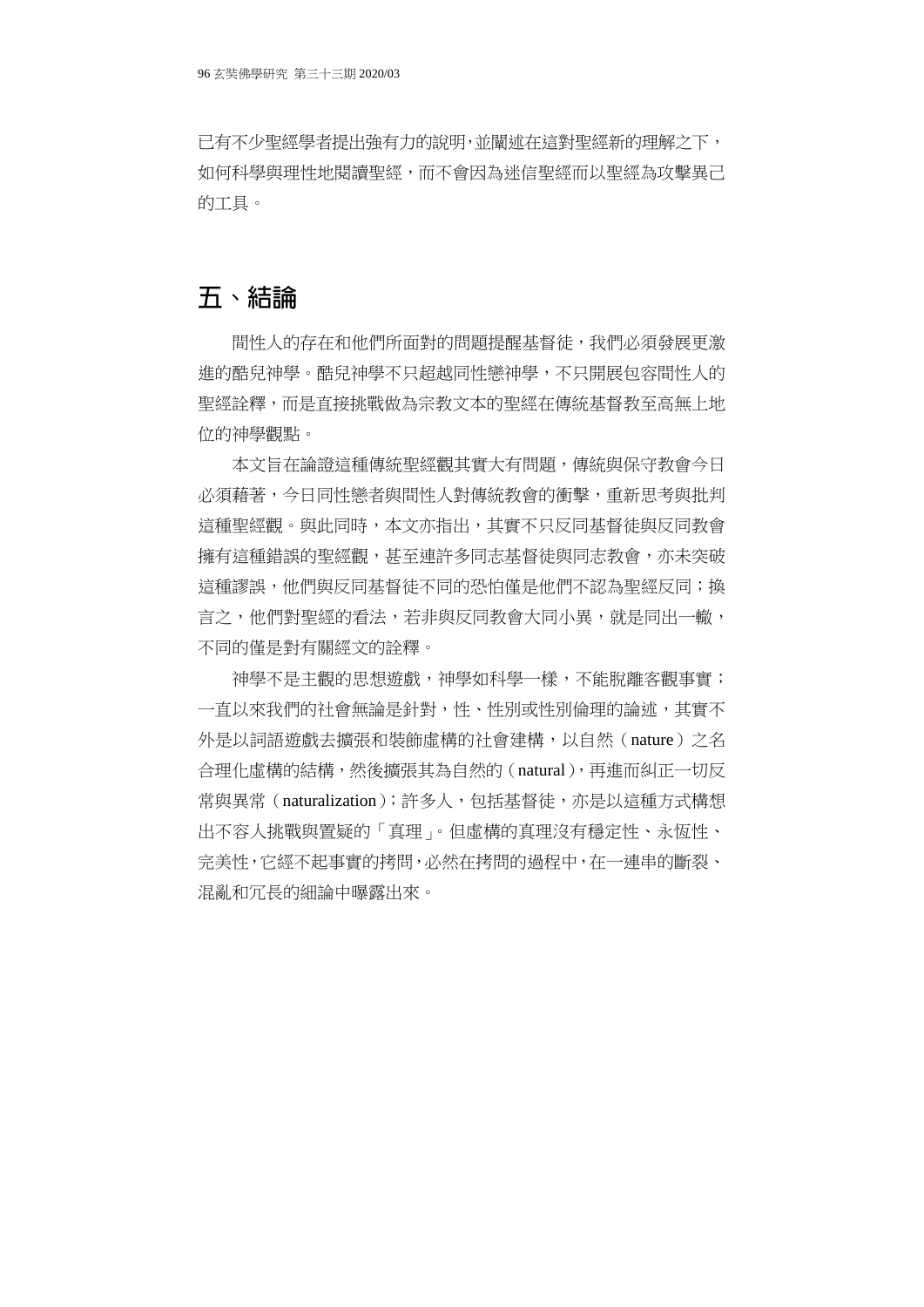已有不少聖經學者提出強有力的說明，並闡述在這對聖經新的理解之下，如何科學與理性地閱讀聖經，而不會因為迷信聖經而以聖經為攻擊異己的工具。

## 五、結論

間性人的存在和他們所面對的問題提醒基督徒，我們必須發展更激進的酷兒神學。酷兒神學不只超越同性戀神學，不只開展包容間性人的聖經詮釋，而是直接挑戰做為宗教文本的聖經在傳統基督教至高無上地位的神學觀點。

本文旨在論證這種傳統聖經觀其實大有問題，傳統與保守教會今日必須藉著，今日同性戀者與間性人對傳統教會的衝擊，重新思考與批判這種聖經觀。與此同時，本文亦指出，其實不只反同基督徒與反同教會擁有這種錯誤的聖經觀，甚至連許多同志基督徒與同志教會，亦未突破這種謬誤，他們與反同基督徒不同的恐怕僅是他們不認為聖經反同；換言之，他們對聖經的看法，若非與反同教會大同小異，就是同出一轍，不同的僅是對有關經文的詮釋。

神學不是主觀的思想遊戲，神學如科學一樣，不能脫離客觀事實；一直以來我們的社會無論是針對，性、性別或性別倫理的論述，其實不外是以詞語遊戲去擴張和裝飾虛構的社會建構，以自然（nature）之名合理化虛構的結構，然後擴張其為自然的（natural），再進而糾正一切反常與異常（naturalization）；許多人，包括基督徒，亦是以這種方式構想出不容人挑戰與置疑的「真理」。但虛構的真理沒有穩定性、永恆性、完美性，它經不起事實的拷問，必然在拷問的過程中，在一連串的斷裂、混亂和冗長的細論中曝露出來。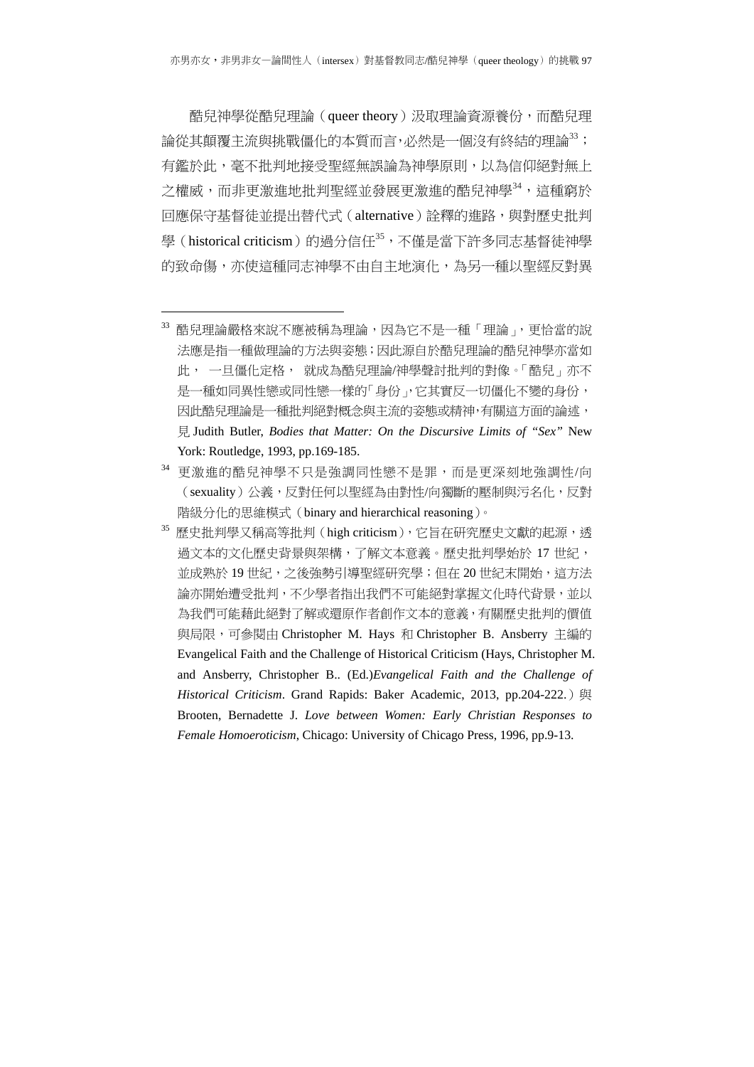酷兒神學從酷兒理論（queer theory）汲取理論資源養份，而酷兒理論從其顛覆主流與挑戰僵化的本質而言，必然是一個沒有終結的理論[33]；有鑑於此，毫不批判地接受聖經無誤論為神學原則，以為信仰絕對無上之權威，而非更激進地批判聖經並發展更激進的酷兒神學[34]，這種窮於回應保守基督徒並提出替代式（alternative）詮釋的進路，與對歷史批判學（historical criticism）的過分信任[35]，不僅是當下許多同志基督徒神學的致命傷，亦使這種同志神學不由自主地演化，為另一種以聖經反對異

---

[33] 酷兒理論嚴格來說不應被稱為理論，因為它不是一種「理論」，更恰當的說法應是指一種做理論的方法與姿態；因此源自於酷兒理論的酷兒神學亦當如此， 一旦僵化定格， 就成為酷兒理論/神學聲討批判的對像。「酷兒」亦不是一種如同異性戀或同性戀一樣的「身份」，它其實反一切僵化不變的身份，因此酷兒理論是一種批判絕對概念與主流的姿態或精神，有關這方面的論述，見 Judith Butler, *Bodies that Matter: On the Discursive Limits of "Sex"* New York: Routledge, 1993, pp.169-185.

[34] 更激進的酷兒神學不只是強調同性戀不是罪，而是更深刻地強調性/向（sexuality）公義，反對任何以聖經為由對性/向獨斷的壓制與污名化，反對階級分化的思維模式（binary and hierarchical reasoning）。

[35] 歷史批判學又稱高等批判（high criticism），它旨在研究歷史文獻的起源，透過文本的文化歷史背景與架構，了解文本意義。歷史批判學始於 17 世紀，並成熟於 19 世紀，之後強勢引導聖經研究學；但在 20 世紀末開始，這方法論亦開始遭受批判，不少學者指出我們不可能絕對掌握文化時代背景，並以為我們可能藉此絕對了解或還原作者創作文本的意義，有關歷史批判的價值與局限，可參閱由 Christopher M. Hays 和 Christopher B. Ansberry 主編的 Evangelical Faith and the Challenge of Historical Criticism (Hays, Christopher M. and Ansberry, Christopher B.. (Ed.)*Evangelical Faith and the Challenge of Historical Criticism*. Grand Rapids: Baker Academic, 2013, pp.204-222.）與 Brooten, Bernadette J. *Love between Women: Early Christian Responses to Female Homoeroticism*, Chicago: University of Chicago Press, 1996, pp.9-13.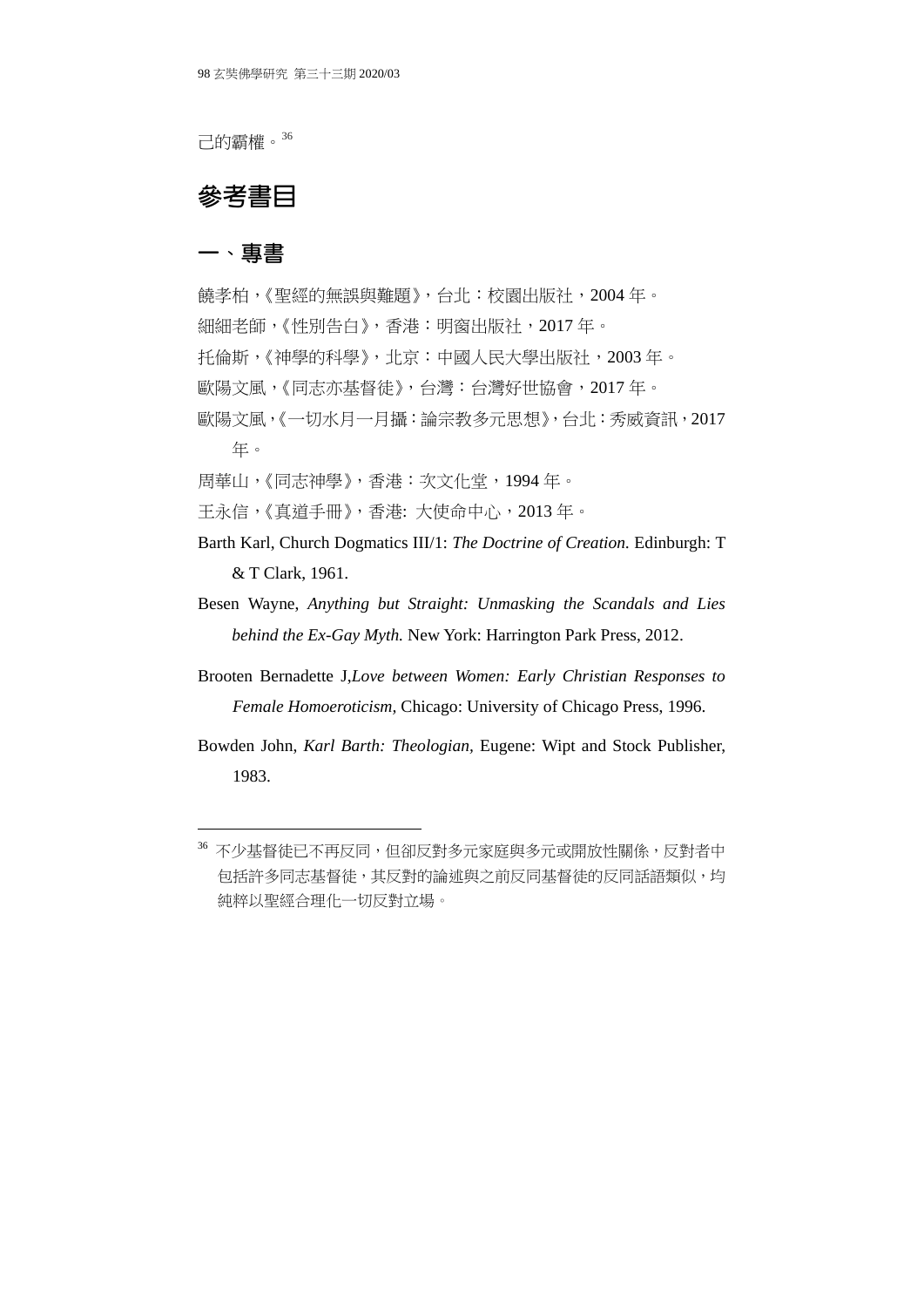己的霸權。[36]

# 參考書目

## 一、專書

饒孝柏，《聖經的無誤與難題》，台北：校園出版社，2004 年。

細細老師，《性別告白》，香港：明窗出版社，2017 年。

托倫斯，《神學的科學》，北京：中國人民大學出版社，2003 年。

歐陽文風，《同志亦基督徒》，台灣：台灣好世協會，2017 年。

歐陽文風，《一切水月一月攝：論宗教多元思想》，台北：秀威資訊，2017 年。

周華山，《同志神學》，香港：次文化堂，1994 年。

王永信，《真道手冊》，香港: 大使命中心，2013 年。

Barth Karl, Church Dogmatics III/1: *The Doctrine of Creation.* Edinburgh: T & T Clark, 1961.

Besen Wayne, *Anything but Straight: Unmasking the Scandals and Lies behind the Ex-Gay Myth.* New York: Harrington Park Press, 2012.

Brooten Bernadette J,*Love between Women: Early Christian Responses to Female Homoeroticism,* Chicago: University of Chicago Press, 1996.

Bowden John, *Karl Barth: Theologian,* Eugene: Wipt and Stock Publisher, 1983.

---

[36] 不少基督徒已不再反同，但卻反對多元家庭與多元或開放性關係，反對者中包括許多同志基督徒，其反對的論述與之前反同基督徒的反同話語類似，均純粹以聖經合理化一切反對立場。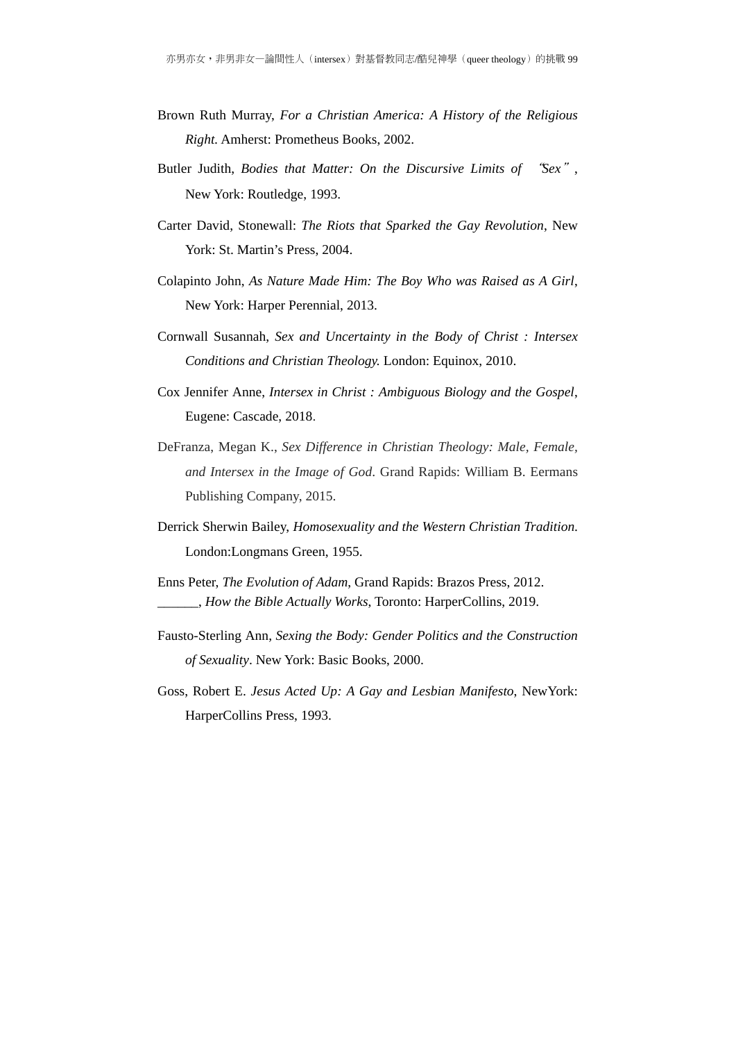Brown Ruth Murray, *For a Christian America: A History of the Religious Right.* Amherst: Prometheus Books, 2002.

Butler Judith, *Bodies that Matter: On the Discursive Limits of "Sex"*, New York: Routledge, 1993.

Carter David, Stonewall: *The Riots that Sparked the Gay Revolution*, New York: St. Martin's Press, 2004.

Colapinto John, *As Nature Made Him: The Boy Who was Raised as A Girl*, New York: Harper Perennial, 2013.

Cornwall Susannah, *Sex and Uncertainty in the Body of Christ : Intersex Conditions and Christian Theology.* London: Equinox, 2010.

Cox Jennifer Anne, *Intersex in Christ : Ambiguous Biology and the Gospel*, Eugene: Cascade, 2018.

DeFranza, Megan K., *Sex Difference in Christian Theology: Male, Female, and Intersex in the Image of God*. Grand Rapids: William B. Eermans Publishing Company, 2015.

Derrick Sherwin Bailey, *Homosexuality and the Western Christian Tradition.* London:Longmans Green, 1955.

Enns Peter, *The Evolution of Adam*, Grand Rapids: Brazos Press, 2012.
______, *How the Bible Actually Works*, Toronto: HarperCollins, 2019.

Fausto-Sterling Ann, *Sexing the Body: Gender Politics and the Construction of Sexuality*. New York: Basic Books, 2000.

Goss, Robert E. *Jesus Acted Up: A Gay and Lesbian Manifesto*, NewYork: HarperCollins Press, 1993.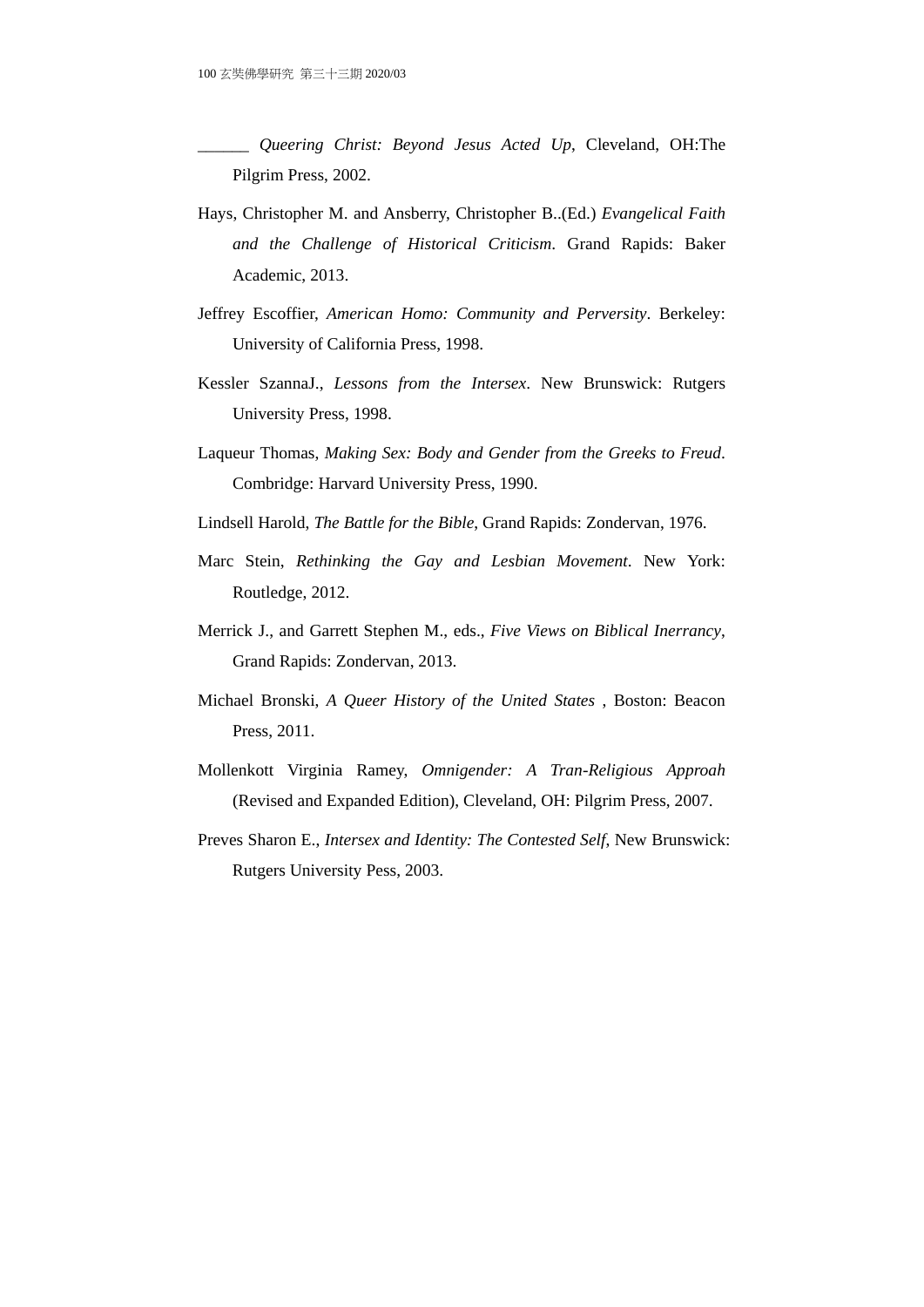______ *Queering Christ: Beyond Jesus Acted Up*, Cleveland, OH:The Pilgrim Press, 2002.

Hays, Christopher M. and Ansberry, Christopher B..(Ed.) *Evangelical Faith and the Challenge of Historical Criticism*. Grand Rapids: Baker Academic, 2013.

Jeffrey Escoffier, *American Homo: Community and Perversity*. Berkeley: University of California Press, 1998.

Kessler SzannaJ., *Lessons from the Intersex*. New Brunswick: Rutgers University Press, 1998.

Laqueur Thomas, *Making Sex: Body and Gender from the Greeks to Freud*. Combridge: Harvard University Press, 1990.

Lindsell Harold, *The Battle for the Bible*, Grand Rapids: Zondervan, 1976.

Marc Stein, *Rethinking the Gay and Lesbian Movement*. New York: Routledge, 2012.

Merrick J., and Garrett Stephen M., eds., *Five Views on Biblical Inerrancy*, Grand Rapids: Zondervan, 2013.

Michael Bronski, *A Queer History of the United States* , Boston: Beacon Press, 2011.

Mollenkott Virginia Ramey, *Omnigender: A Tran-Religious Approah* (Revised and Expanded Edition), Cleveland, OH: Pilgrim Press, 2007.

Preves Sharon E., *Intersex and Identity: The Contested Self*, New Brunswick: Rutgers University Pess, 2003.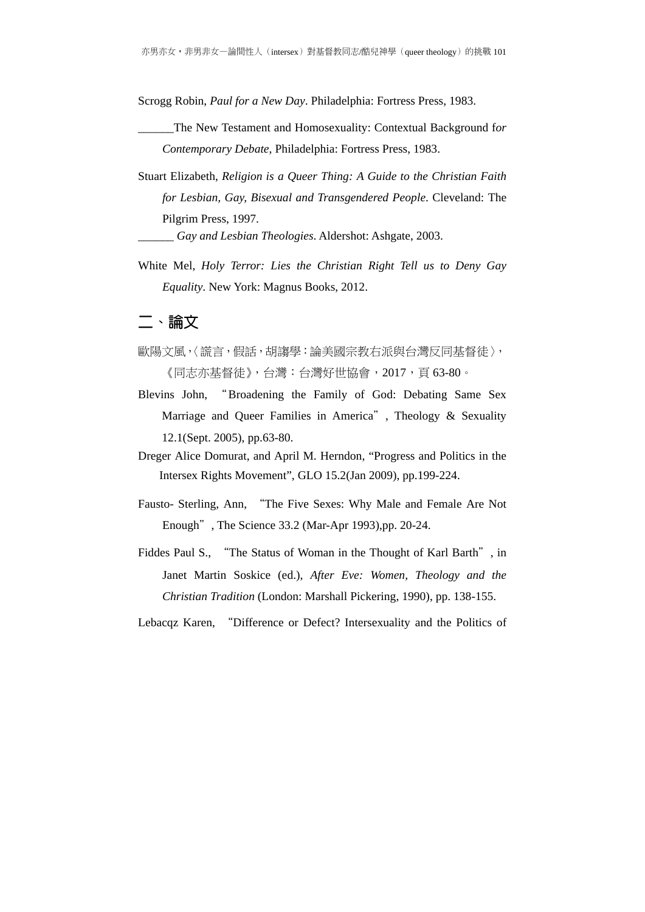Scrogg Robin, *Paul for a New Day*. Philadelphia: Fortress Press, 1983.

______The New Testament and Homosexuality: Contextual Background f*or Contemporary Debate*, Philadelphia: Fortress Press, 1983.

Stuart Elizabeth, *Religion is a Queer Thing: A Guide to the Christian Faith for Lesbian, Gay, Bisexual and Transgendered People*. Cleveland: The Pilgrim Press, 1997.

______ *Gay and Lesbian Theologies*. Aldershot: Ashgate, 2003.

White Mel, *Holy Terror: Lies the Christian Right Tell us to Deny Gay Equality*. New York: Magnus Books, 2012.

## 二、論文

歐陽文風,〈謊言,假話,胡謅學:論美國宗教右派與台灣反同基督徒〉,《同志亦基督徒》,台灣:台灣好世協會,2017,頁 63-80。

Blevins John, "Broadening the Family of God: Debating Same Sex Marriage and Queer Families in America", Theology & Sexuality 12.1(Sept. 2005), pp.63-80.

Dreger Alice Domurat, and April M. Herndon, "Progress and Politics in the Intersex Rights Movement", GLO 15.2(Jan 2009), pp.199-224.

Fausto- Sterling, Ann, "The Five Sexes: Why Male and Female Are Not Enough", The Science 33.2 (Mar-Apr 1993),pp. 20-24.

Fiddes Paul S., "The Status of Woman in the Thought of Karl Barth", in Janet Martin Soskice (ed.), *After Eve: Women, Theology and the Christian Tradition* (London: Marshall Pickering, 1990), pp. 138-155.

Lebacqz Karen, "Difference or Defect? Intersexuality and the Politics of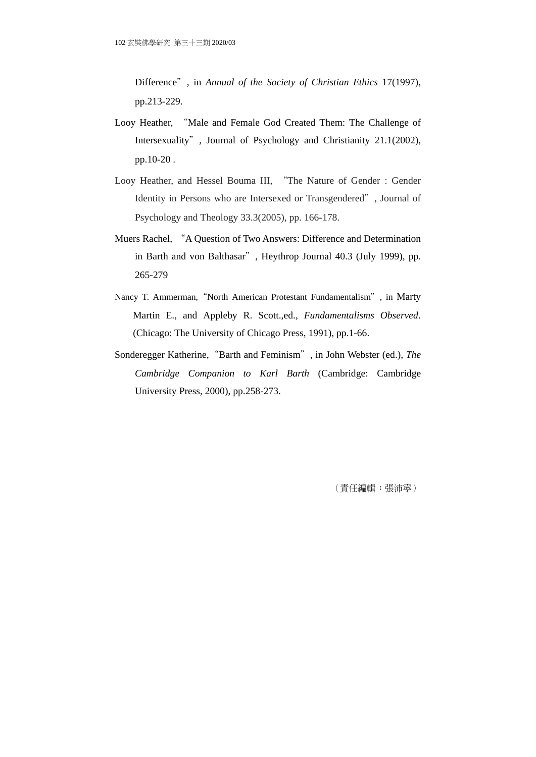Difference", in *Annual of the Society of Christian Ethics* 17(1997), pp.213-229.

Looy Heather, "Male and Female God Created Them: The Challenge of Intersexuality", Journal of Psychology and Christianity 21.1(2002), pp.10-20 .

Looy Heather, and Hessel Bouma III, "The Nature of Gender : Gender Identity in Persons who are Intersexed or Transgendered", Journal of Psychology and Theology 33.3(2005), pp. 166-178.

Muers Rachel, "A Question of Two Answers: Difference and Determination in Barth and von Balthasar", Heythrop Journal 40.3 (July 1999), pp. 265-279

Nancy T. Ammerman, "North American Protestant Fundamentalism", in Marty Martin E., and Appleby R. Scott.,ed., *Fundamentalisms Observed*. (Chicago: The University of Chicago Press, 1991), pp.1-66.

Sonderegger Katherine, "Barth and Feminism", in John Webster (ed.), *The Cambridge Companion to Karl Barth* (Cambridge: Cambridge University Press, 2000), pp.258-273.

（責任編輯：張沛寧）